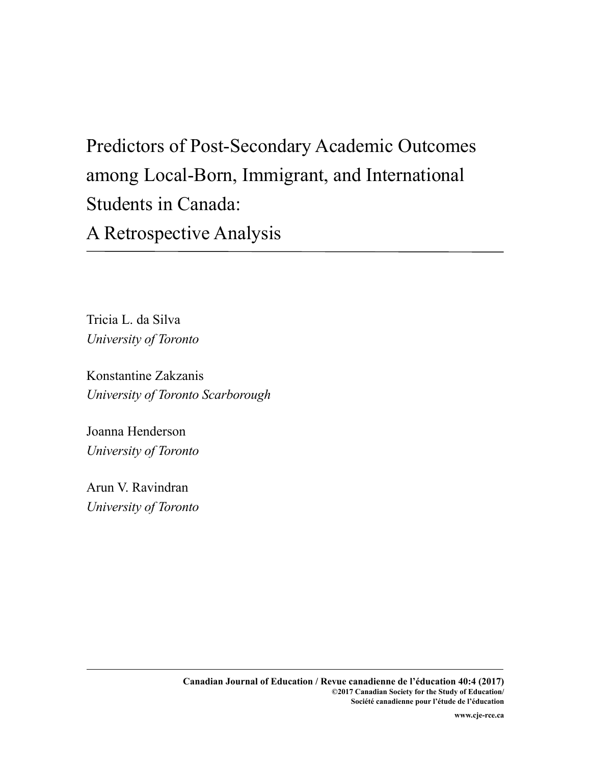# Predictors of Post-Secondary Academic Outcomes among Local-Born, Immigrant, and International Students in Canada: A Retrospective Analysis

Tricia L. da Silva
*University of Toronto*

Konstantine Zakzanis
*University of Toronto Scarborough*

Joanna Henderson
*University of Toronto*

Arun V. Ravindran
*University of Toronto*

**Canadian Journal of Education / Revue canadienne de l'éducation 40:4 (2017)**
**©2017 Canadian Society for the Study of Education/**
**Société canadienne pour l'étude de l'éducation**

**www.cje-rce.ca**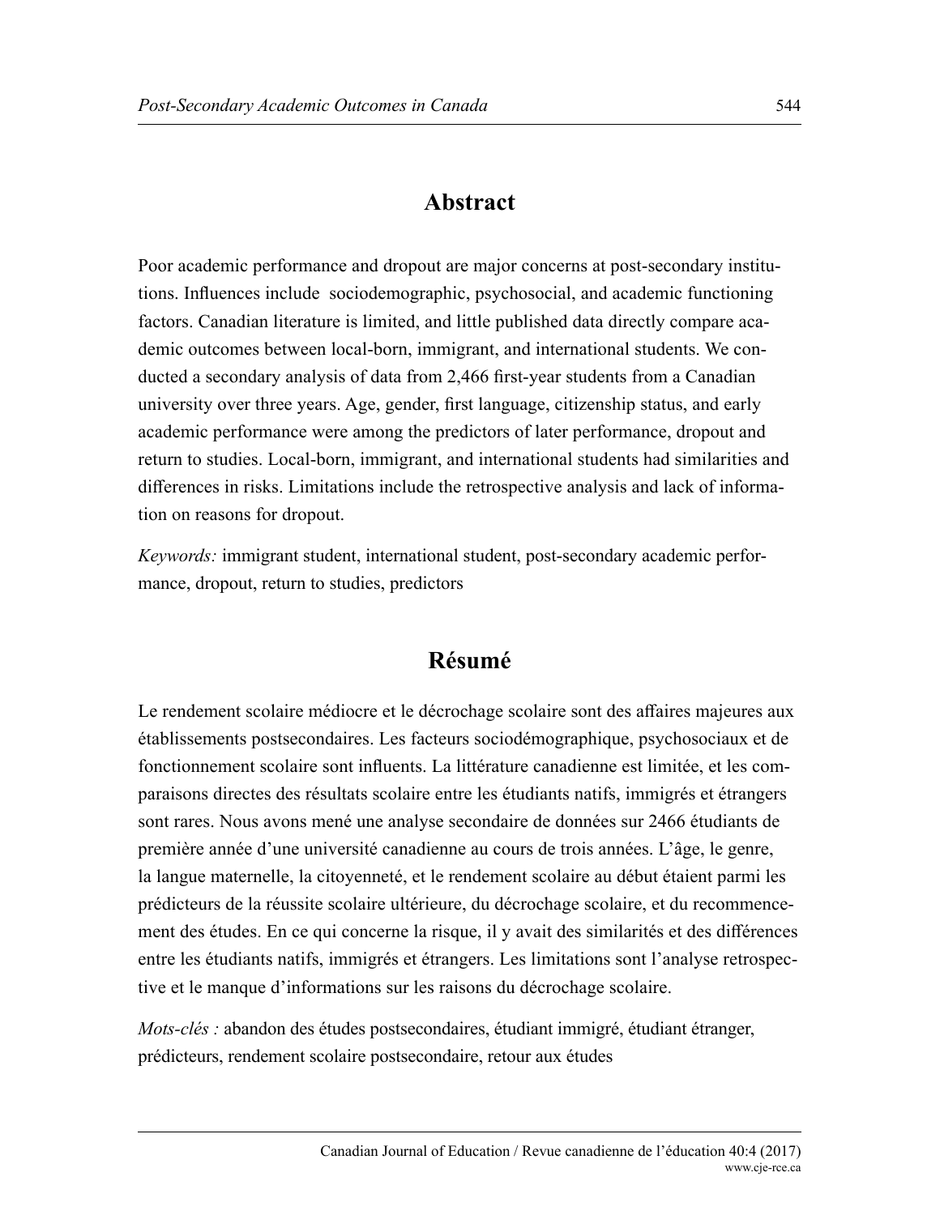## Abstract

Poor academic performance and dropout are major concerns at post-secondary institutions. Influences include  sociodemographic, psychosocial, and academic functioning factors. Canadian literature is limited, and little published data directly compare academic outcomes between local-born, immigrant, and international students. We conducted a secondary analysis of data from 2,466 first-year students from a Canadian university over three years. Age, gender, first language, citizenship status, and early academic performance were among the predictors of later performance, dropout and return to studies. Local-born, immigrant, and international students had similarities and differences in risks. Limitations include the retrospective analysis and lack of information on reasons for dropout.

*Keywords:* immigrant student, international student, post-secondary academic performance, dropout, return to studies, predictors

## Résumé

Le rendement scolaire médiocre et le décrochage scolaire sont des affaires majeures aux établissements postsecondaires. Les facteurs sociodémographique, psychosociaux et de fonctionnement scolaire sont influents. La littérature canadienne est limitée, et les comparaisons directes des résultats scolaire entre les étudiants natifs, immigrés et étrangers sont rares. Nous avons mené une analyse secondaire de données sur 2466 étudiants de première année d'une université canadienne au cours de trois années. L'âge, le genre, la langue maternelle, la citoyenneté, et le rendement scolaire au début étaient parmi les prédicteurs de la réussite scolaire ultérieure, du décrochage scolaire, et du recommencement des études. En ce qui concerne la risque, il y avait des similarités et des différences entre les étudiants natifs, immigrés et étrangers. Les limitations sont l'analyse retrospective et le manque d'informations sur les raisons du décrochage scolaire.

*Mots-clés :* abandon des études postsecondaires, étudiant immigré, étudiant étranger, prédicteurs, rendement scolaire postsecondaire, retour aux études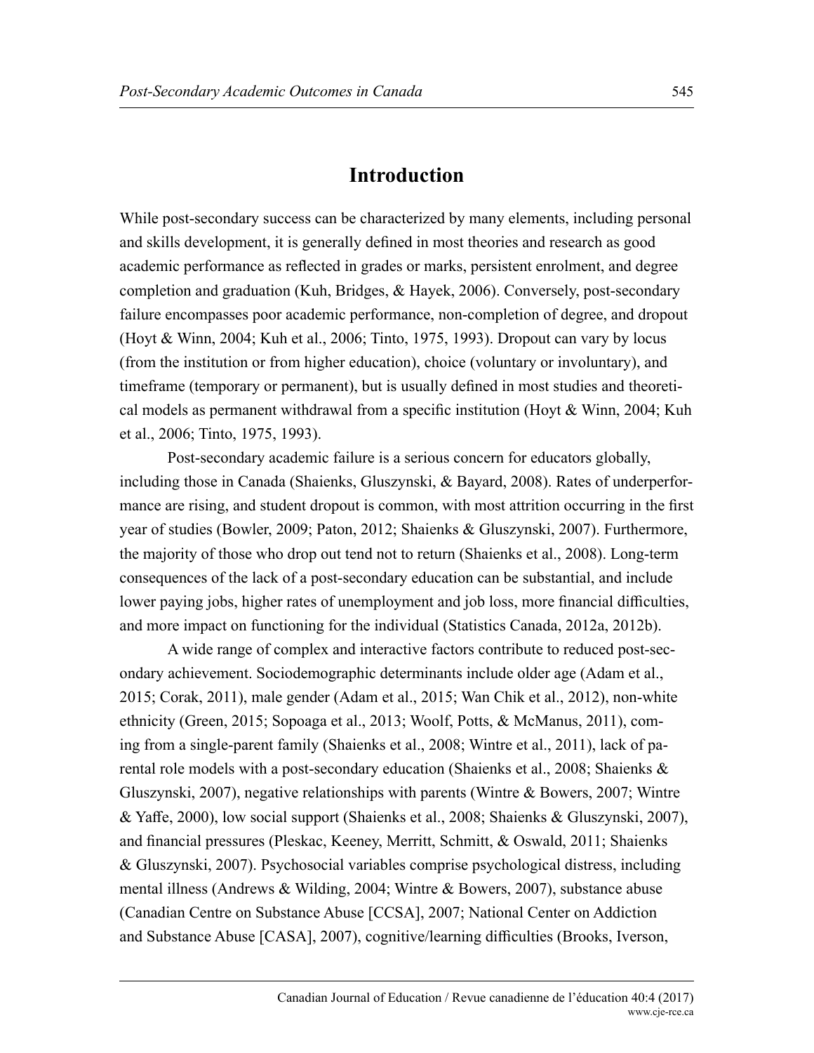## Introduction

While post-secondary success can be characterized by many elements, including personal and skills development, it is generally defined in most theories and research as good academic performance as reflected in grades or marks, persistent enrolment, and degree completion and graduation (Kuh, Bridges, & Hayek, 2006). Conversely, post-secondary failure encompasses poor academic performance, non-completion of degree, and dropout (Hoyt & Winn, 2004; Kuh et al., 2006; Tinto, 1975, 1993). Dropout can vary by locus (from the institution or from higher education), choice (voluntary or involuntary), and timeframe (temporary or permanent), but is usually defined in most studies and theoretical models as permanent withdrawal from a specific institution (Hoyt & Winn, 2004; Kuh et al., 2006; Tinto, 1975, 1993).

Post-secondary academic failure is a serious concern for educators globally, including those in Canada (Shaienks, Gluszynski, & Bayard, 2008). Rates of underperformance are rising, and student dropout is common, with most attrition occurring in the first year of studies (Bowler, 2009; Paton, 2012; Shaienks & Gluszynski, 2007). Furthermore, the majority of those who drop out tend not to return (Shaienks et al., 2008). Long-term consequences of the lack of a post-secondary education can be substantial, and include lower paying jobs, higher rates of unemployment and job loss, more financial difficulties, and more impact on functioning for the individual (Statistics Canada, 2012a, 2012b).

A wide range of complex and interactive factors contribute to reduced post-secondary achievement. Sociodemographic determinants include older age (Adam et al., 2015; Corak, 2011), male gender (Adam et al., 2015; Wan Chik et al., 2012), non-white ethnicity (Green, 2015; Sopoaga et al., 2013; Woolf, Potts, & McManus, 2011), coming from a single-parent family (Shaienks et al., 2008; Wintre et al., 2011), lack of parental role models with a post-secondary education (Shaienks et al., 2008; Shaienks & Gluszynski, 2007), negative relationships with parents (Wintre & Bowers, 2007; Wintre & Yaffe, 2000), low social support (Shaienks et al., 2008; Shaienks & Gluszynski, 2007), and financial pressures (Pleskac, Keeney, Merritt, Schmitt, & Oswald, 2011; Shaienks & Gluszynski, 2007). Psychosocial variables comprise psychological distress, including mental illness (Andrews & Wilding, 2004; Wintre & Bowers, 2007), substance abuse (Canadian Centre on Substance Abuse [CCSA], 2007; National Center on Addiction and Substance Abuse [CASA], 2007), cognitive/learning difficulties (Brooks, Iverson,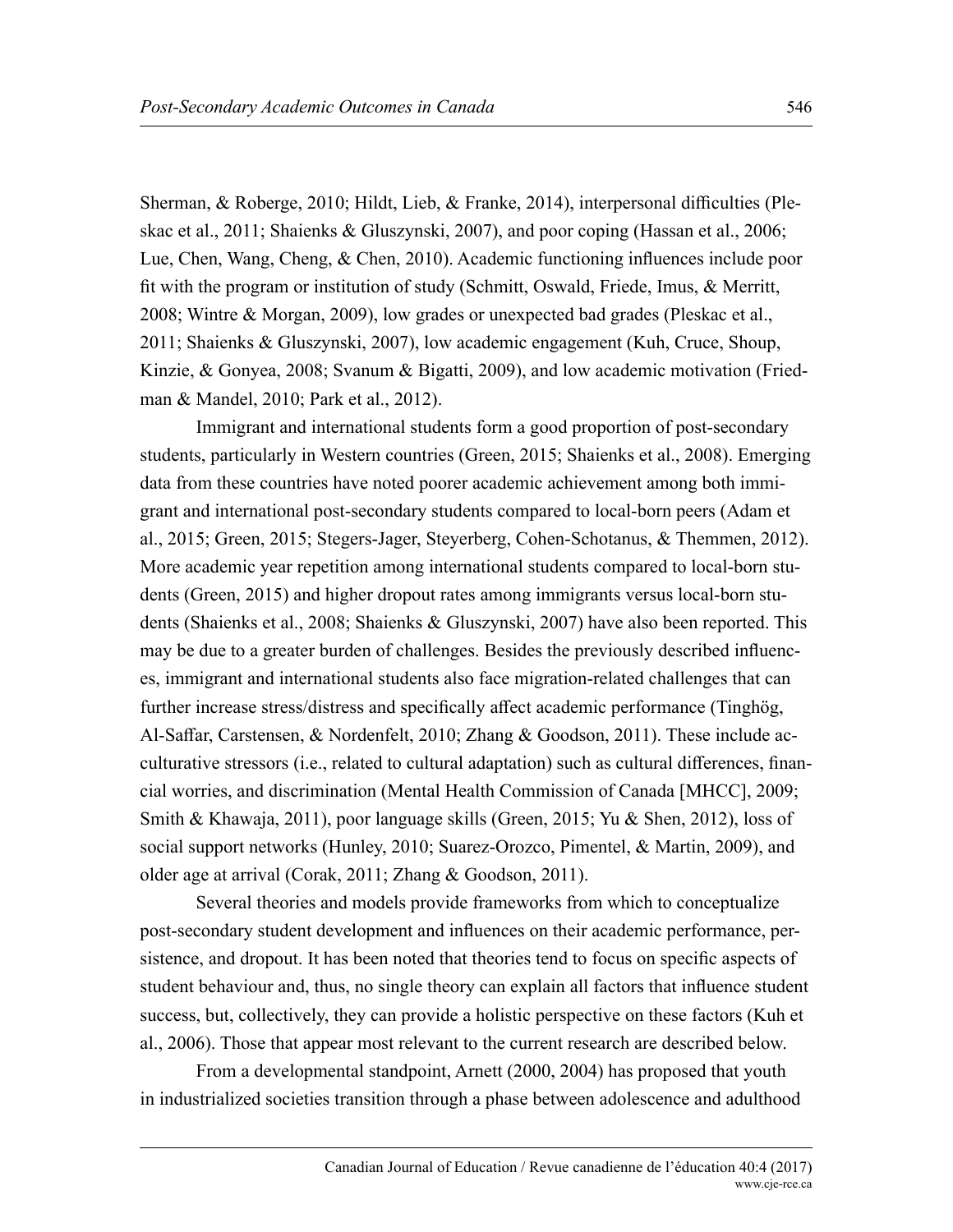Sherman, & Roberge, 2010; Hildt, Lieb, & Franke, 2014), interpersonal difficulties (Pleskac et al., 2011; Shaienks & Gluszynski, 2007), and poor coping (Hassan et al., 2006; Lue, Chen, Wang, Cheng, & Chen, 2010). Academic functioning influences include poor fit with the program or institution of study (Schmitt, Oswald, Friede, Imus, & Merritt, 2008; Wintre & Morgan, 2009), low grades or unexpected bad grades (Pleskac et al., 2011; Shaienks & Gluszynski, 2007), low academic engagement (Kuh, Cruce, Shoup, Kinzie, & Gonyea, 2008; Svanum & Bigatti, 2009), and low academic motivation (Friedman & Mandel, 2010; Park et al., 2012).

Immigrant and international students form a good proportion of post-secondary students, particularly in Western countries (Green, 2015; Shaienks et al., 2008). Emerging data from these countries have noted poorer academic achievement among both immigrant and international post-secondary students compared to local-born peers (Adam et al., 2015; Green, 2015; Stegers-Jager, Steyerberg, Cohen-Schotanus, & Themmen, 2012). More academic year repetition among international students compared to local-born students (Green, 2015) and higher dropout rates among immigrants versus local-born students (Shaienks et al., 2008; Shaienks & Gluszynski, 2007) have also been reported. This may be due to a greater burden of challenges. Besides the previously described influences, immigrant and international students also face migration-related challenges that can further increase stress/distress and specifically affect academic performance (Tinghög, Al-Saffar, Carstensen, & Nordenfelt, 2010; Zhang & Goodson, 2011). These include acculturative stressors (i.e., related to cultural adaptation) such as cultural differences, financial worries, and discrimination (Mental Health Commission of Canada [MHCC], 2009; Smith & Khawaja, 2011), poor language skills (Green, 2015; Yu & Shen, 2012), loss of social support networks (Hunley, 2010; Suarez-Orozco, Pimentel, & Martin, 2009), and older age at arrival (Corak, 2011; Zhang & Goodson, 2011).

Several theories and models provide frameworks from which to conceptualize post-secondary student development and influences on their academic performance, persistence, and dropout. It has been noted that theories tend to focus on specific aspects of student behaviour and, thus, no single theory can explain all factors that influence student success, but, collectively, they can provide a holistic perspective on these factors (Kuh et al., 2006). Those that appear most relevant to the current research are described below.

From a developmental standpoint, Arnett (2000, 2004) has proposed that youth in industrialized societies transition through a phase between adolescence and adulthood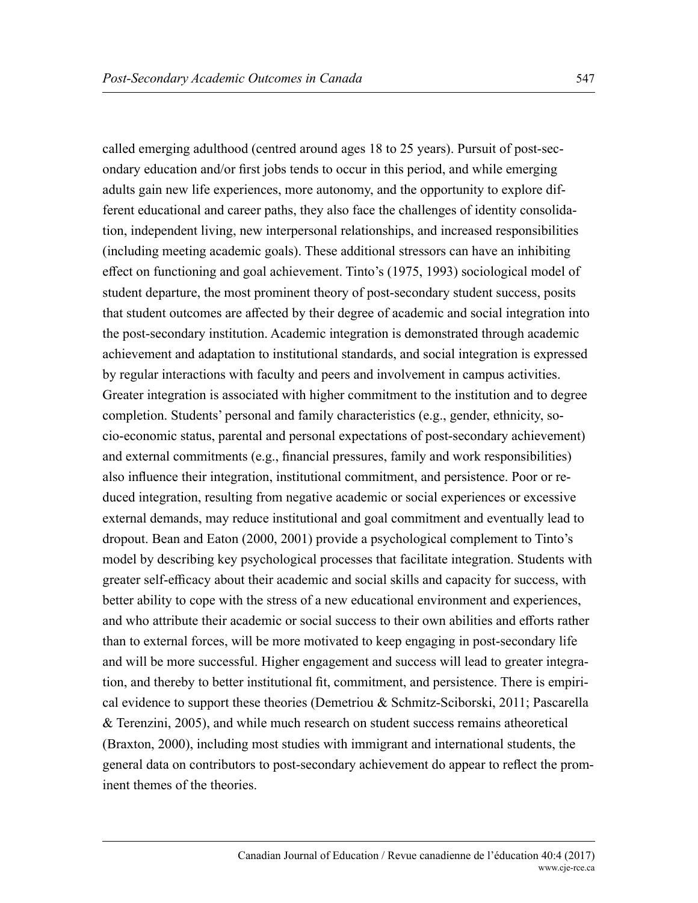called emerging adulthood (centred around ages 18 to 25 years). Pursuit of post-secondary education and/or first jobs tends to occur in this period, and while emerging adults gain new life experiences, more autonomy, and the opportunity to explore different educational and career paths, they also face the challenges of identity consolidation, independent living, new interpersonal relationships, and increased responsibilities (including meeting academic goals). These additional stressors can have an inhibiting effect on functioning and goal achievement. Tinto's (1975, 1993) sociological model of student departure, the most prominent theory of post-secondary student success, posits that student outcomes are affected by their degree of academic and social integration into the post-secondary institution. Academic integration is demonstrated through academic achievement and adaptation to institutional standards, and social integration is expressed by regular interactions with faculty and peers and involvement in campus activities. Greater integration is associated with higher commitment to the institution and to degree completion. Students' personal and family characteristics (e.g., gender, ethnicity, socio-economic status, parental and personal expectations of post-secondary achievement) and external commitments (e.g., financial pressures, family and work responsibilities) also influence their integration, institutional commitment, and persistence. Poor or reduced integration, resulting from negative academic or social experiences or excessive external demands, may reduce institutional and goal commitment and eventually lead to dropout. Bean and Eaton (2000, 2001) provide a psychological complement to Tinto's model by describing key psychological processes that facilitate integration. Students with greater self-efficacy about their academic and social skills and capacity for success, with better ability to cope with the stress of a new educational environment and experiences, and who attribute their academic or social success to their own abilities and efforts rather than to external forces, will be more motivated to keep engaging in post-secondary life and will be more successful. Higher engagement and success will lead to greater integration, and thereby to better institutional fit, commitment, and persistence. There is empirical evidence to support these theories (Demetriou & Schmitz-Sciborski, 2011; Pascarella & Terenzini, 2005), and while much research on student success remains atheoretical (Braxton, 2000), including most studies with immigrant and international students, the general data on contributors to post-secondary achievement do appear to reflect the prominent themes of the theories.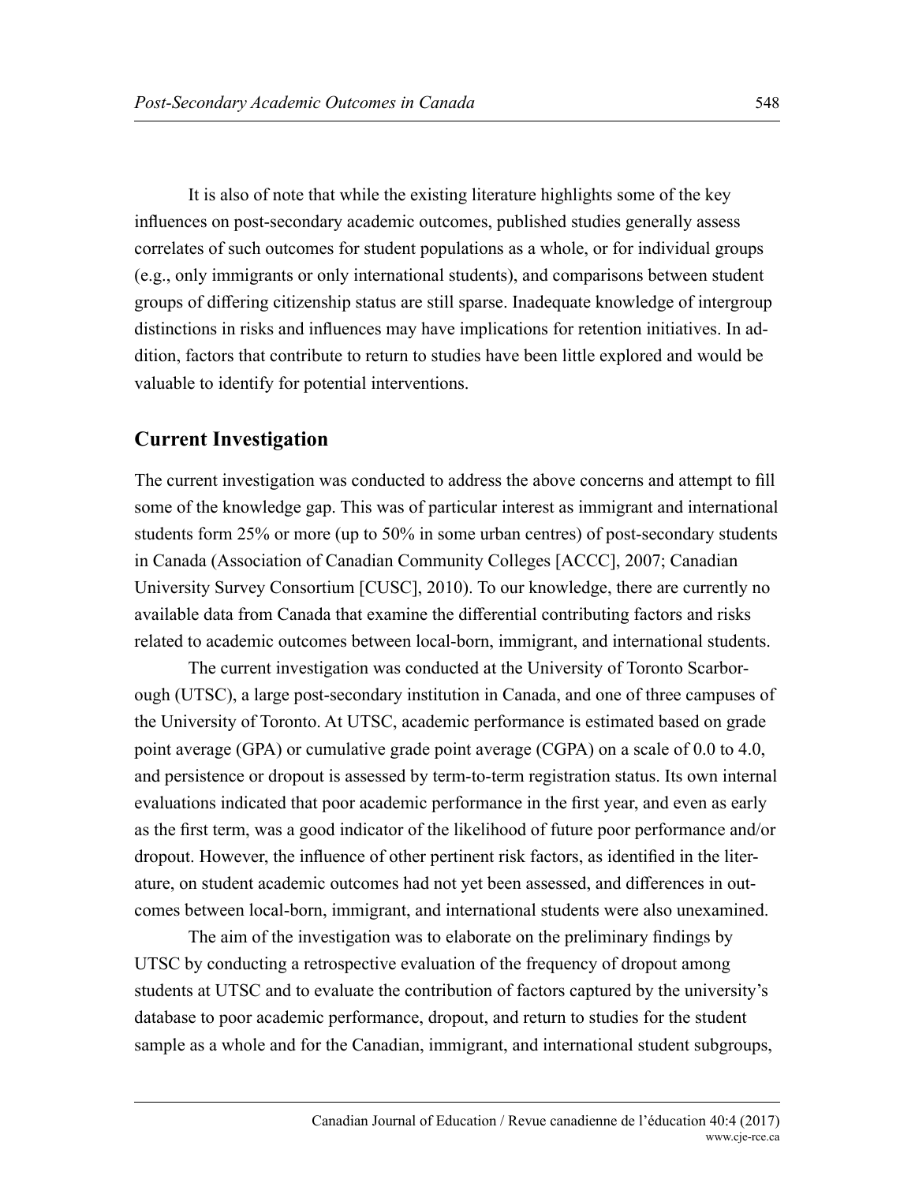It is also of note that while the existing literature highlights some of the key influences on post-secondary academic outcomes, published studies generally assess correlates of such outcomes for student populations as a whole, or for individual groups (e.g., only immigrants or only international students), and comparisons between student groups of differing citizenship status are still sparse. Inadequate knowledge of intergroup distinctions in risks and influences may have implications for retention initiatives. In addition, factors that contribute to return to studies have been little explored and would be valuable to identify for potential interventions.

## Current Investigation

The current investigation was conducted to address the above concerns and attempt to fill some of the knowledge gap. This was of particular interest as immigrant and international students form 25% or more (up to 50% in some urban centres) of post-secondary students in Canada (Association of Canadian Community Colleges [ACCC], 2007; Canadian University Survey Consortium [CUSC], 2010). To our knowledge, there are currently no available data from Canada that examine the differential contributing factors and risks related to academic outcomes between local-born, immigrant, and international students.

The current investigation was conducted at the University of Toronto Scarborough (UTSC), a large post-secondary institution in Canada, and one of three campuses of the University of Toronto. At UTSC, academic performance is estimated based on grade point average (GPA) or cumulative grade point average (CGPA) on a scale of 0.0 to 4.0, and persistence or dropout is assessed by term-to-term registration status. Its own internal evaluations indicated that poor academic performance in the first year, and even as early as the first term, was a good indicator of the likelihood of future poor performance and/or dropout. However, the influence of other pertinent risk factors, as identified in the literature, on student academic outcomes had not yet been assessed, and differences in outcomes between local-born, immigrant, and international students were also unexamined.

The aim of the investigation was to elaborate on the preliminary findings by UTSC by conducting a retrospective evaluation of the frequency of dropout among students at UTSC and to evaluate the contribution of factors captured by the university's database to poor academic performance, dropout, and return to studies for the student sample as a whole and for the Canadian, immigrant, and international student subgroups,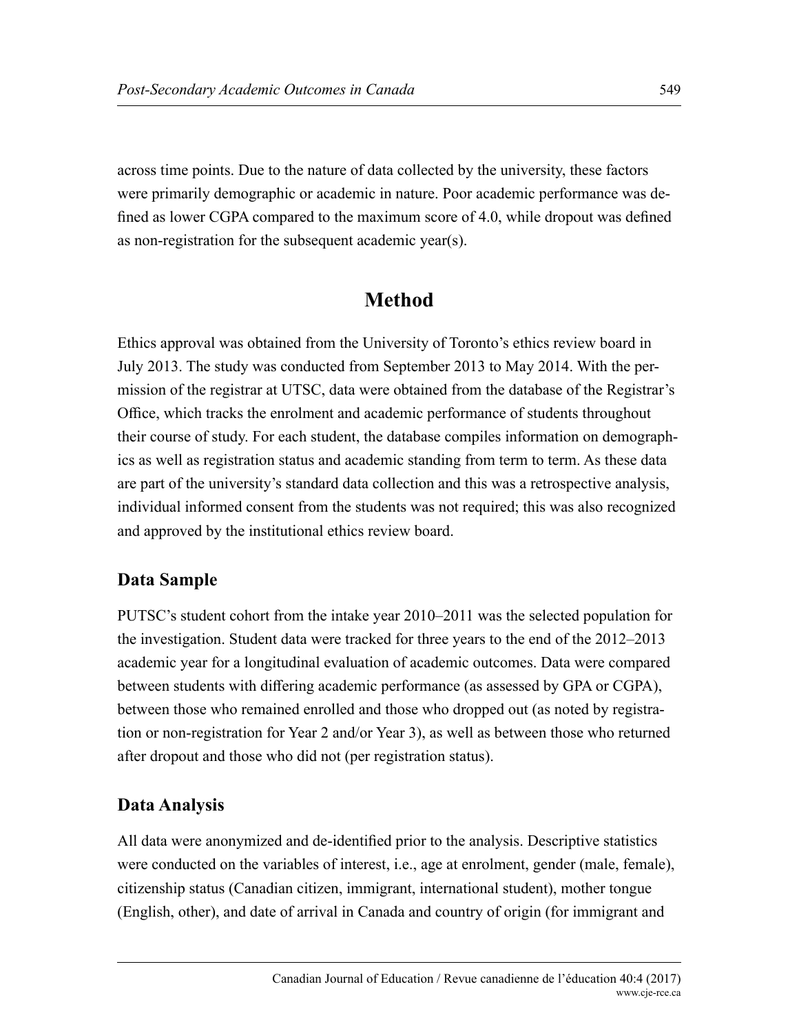across time points. Due to the nature of data collected by the university, these factors were primarily demographic or academic in nature. Poor academic performance was defined as lower CGPA compared to the maximum score of 4.0, while dropout was defined as non-registration for the subsequent academic year(s).

## Method

Ethics approval was obtained from the University of Toronto's ethics review board in July 2013. The study was conducted from September 2013 to May 2014. With the permission of the registrar at UTSC, data were obtained from the database of the Registrar's Office, which tracks the enrolment and academic performance of students throughout their course of study. For each student, the database compiles information on demographics as well as registration status and academic standing from term to term. As these data are part of the university's standard data collection and this was a retrospective analysis, individual informed consent from the students was not required; this was also recognized and approved by the institutional ethics review board.

### Data Sample

PUTSC's student cohort from the intake year 2010–2011 was the selected population for the investigation. Student data were tracked for three years to the end of the 2012–2013 academic year for a longitudinal evaluation of academic outcomes. Data were compared between students with differing academic performance (as assessed by GPA or CGPA), between those who remained enrolled and those who dropped out (as noted by registration or non-registration for Year 2 and/or Year 3), as well as between those who returned after dropout and those who did not (per registration status).

### Data Analysis

All data were anonymized and de-identified prior to the analysis. Descriptive statistics were conducted on the variables of interest, i.e., age at enrolment, gender (male, female), citizenship status (Canadian citizen, immigrant, international student), mother tongue (English, other), and date of arrival in Canada and country of origin (for immigrant and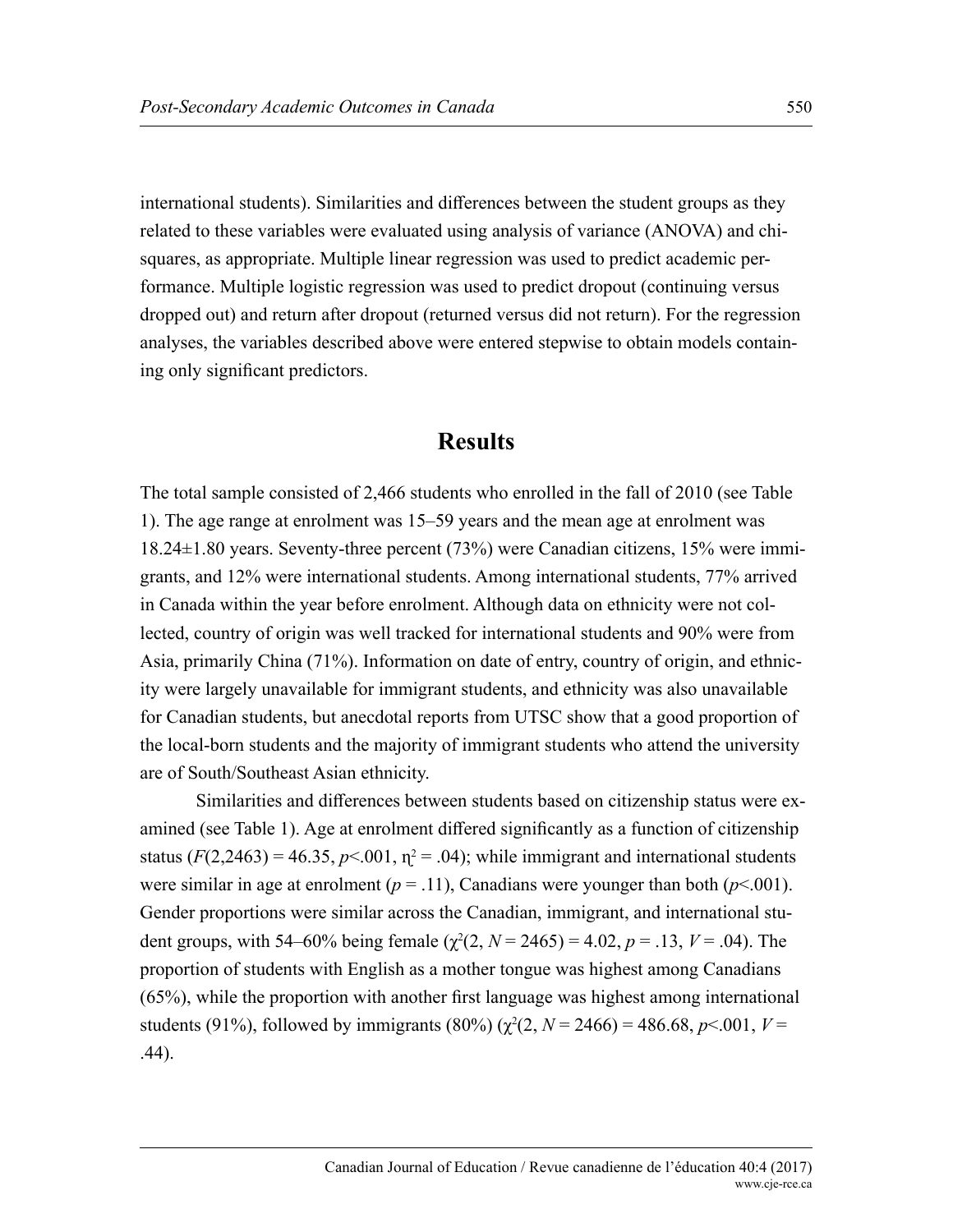international students). Similarities and differences between the student groups as they related to these variables were evaluated using analysis of variance (ANOVA) and chi-squares, as appropriate. Multiple linear regression was used to predict academic performance. Multiple logistic regression was used to predict dropout (continuing versus dropped out) and return after dropout (returned versus did not return). For the regression analyses, the variables described above were entered stepwise to obtain models containing only significant predictors.

## Results

The total sample consisted of 2,466 students who enrolled in the fall of 2010 (see Table 1). The age range at enrolment was 15–59 years and the mean age at enrolment was 18.24±1.80 years. Seventy-three percent (73%) were Canadian citizens, 15% were immigrants, and 12% were international students. Among international students, 77% arrived in Canada within the year before enrolment. Although data on ethnicity were not collected, country of origin was well tracked for international students and 90% were from Asia, primarily China (71%). Information on date of entry, country of origin, and ethnicity were largely unavailable for immigrant students, and ethnicity was also unavailable for Canadian students, but anecdotal reports from UTSC show that a good proportion of the local-born students and the majority of immigrant students who attend the university are of South/Southeast Asian ethnicity.

Similarities and differences between students based on citizenship status were examined (see Table 1). Age at enrolment differed significantly as a function of citizenship status ($F(2,2463) = 46.35$, $p<.001$, $\eta^2 = .04$); while immigrant and international students were similar in age at enrolment ($p = .11$), Canadians were younger than both ($p<.001$). Gender proportions were similar across the Canadian, immigrant, and international student groups, with 54–60% being female ($\chi^2(2, N = 2465) = 4.02$, $p = .13$, $V = .04$). The proportion of students with English as a mother tongue was highest among Canadians (65%), while the proportion with another first language was highest among international students (91%), followed by immigrants (80%) ($\chi^2(2, N = 2466) = 486.68$, $p<.001$, $V = .44$).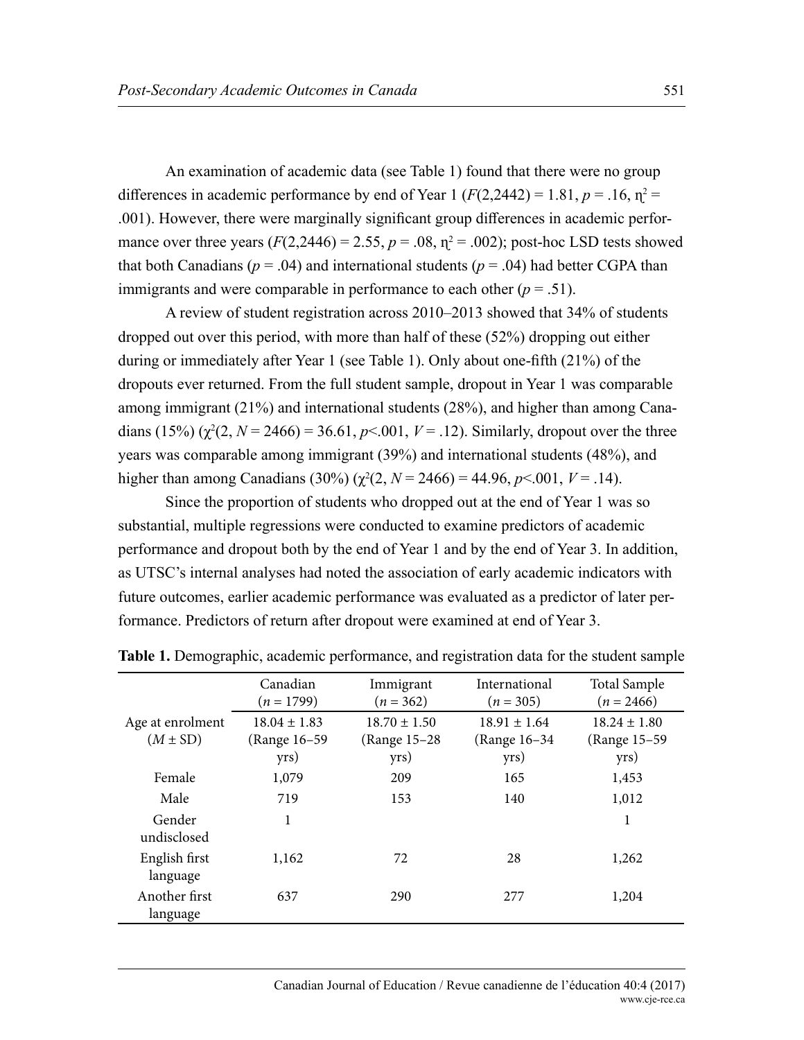An examination of academic data (see Table 1) found that there were no group differences in academic performance by end of Year 1 ($F(2,2442) = 1.81$, $p = .16$, $\eta^2 = .001$). However, there were marginally significant group differences in academic performance over three years ($F(2,2446) = 2.55$, $p = .08$, $\eta^2 = .002$); post-hoc LSD tests showed that both Canadians ($p = .04$) and international students ($p = .04$) had better CGPA than immigrants and were comparable in performance to each other ($p = .51$).

A review of student registration across 2010–2013 showed that 34% of students dropped out over this period, with more than half of these (52%) dropping out either during or immediately after Year 1 (see Table 1). Only about one-fifth (21%) of the dropouts ever returned. From the full student sample, dropout in Year 1 was comparable among immigrant (21%) and international students (28%), and higher than among Canadians (15%) ($\chi^2(2, N = 2466) = 36.61$, $p<.001$, $V = .12$). Similarly, dropout over the three years was comparable among immigrant (39%) and international students (48%), and higher than among Canadians (30%) ($\chi^2(2, N = 2466) = 44.96$, $p<.001$, $V = .14$).

Since the proportion of students who dropped out at the end of Year 1 was so substantial, multiple regressions were conducted to examine predictors of academic performance and dropout both by the end of Year 1 and by the end of Year 3. In addition, as UTSC's internal analyses had noted the association of early academic indicators with future outcomes, earlier academic performance was evaluated as a predictor of later performance. Predictors of return after dropout were examined at end of Year 3.

**Table 1.** Demographic, academic performance, and registration data for the student sample

| | Canadian ($n = 1799$) | Immigrant ($n = 362$) | International ($n = 305$) | Total Sample ($n = 2466$) |
|---|---|---|---|---|
| Age at enrolment ($M \pm$ SD) | $18.04 \pm 1.83$ (Range 16–59 yrs) | $18.70 \pm 1.50$ (Range 15–28 yrs) | $18.91 \pm 1.64$ (Range 16–34 yrs) | $18.24 \pm 1.80$ (Range 15–59 yrs) |
| Female | 1,079 | 209 | 165 | 1,453 |
| Male | 719 | 153 | 140 | 1,012 |
| Gender undisclosed | 1 | | | 1 |
| English first language | 1,162 | 72 | 28 | 1,262 |
| Another first language | 637 | 290 | 277 | 1,204 |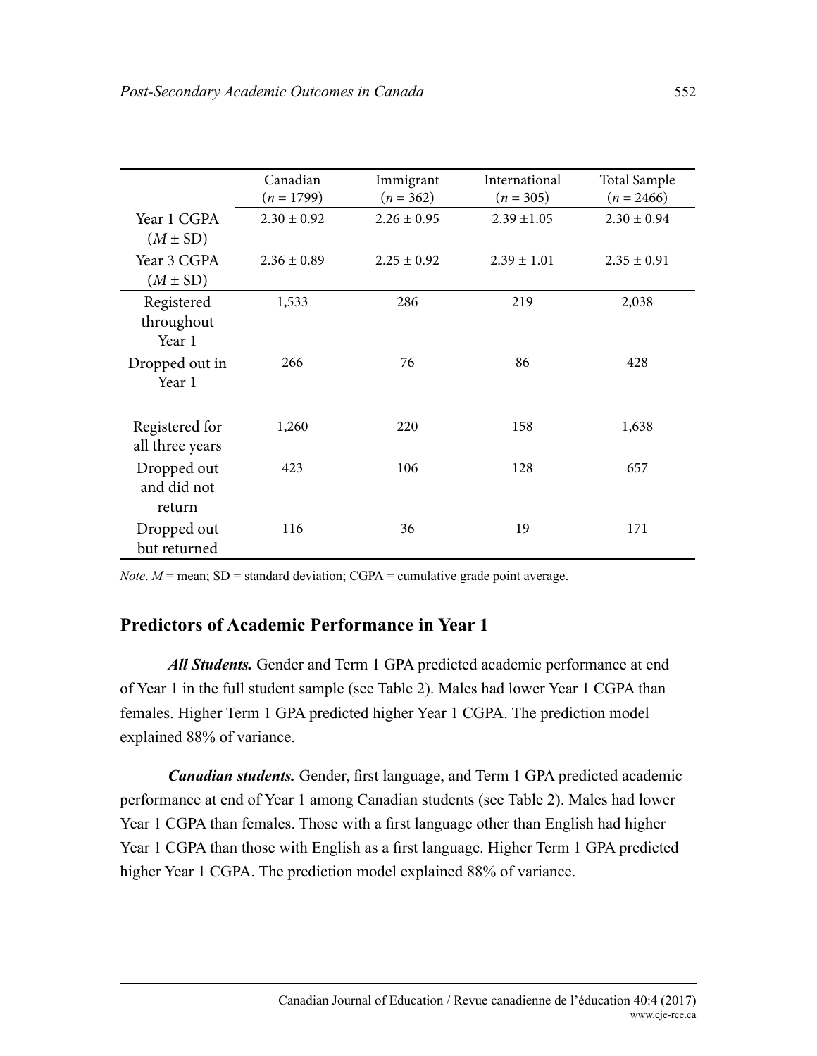| | Canadian ($n = 1799$) | Immigrant ($n = 362$) | International ($n = 305$) | Total Sample ($n = 2466$) |
|---|---|---|---|---|
| Year 1 CGPA ($M \pm$ SD) | 2.30 ± 0.92 | 2.26 ± 0.95 | 2.39 ±1.05 | 2.30 ± 0.94 |
| Year 3 CGPA ($M \pm$ SD) | 2.36 ± 0.89 | 2.25 ± 0.92 | 2.39 ± 1.01 | 2.35 ± 0.91 |
| Registered throughout Year 1 | 1,533 | 286 | 219 | 2,038 |
| Dropped out in Year 1 | 266 | 76 | 86 | 428 |
| Registered for all three years | 1,260 | 220 | 158 | 1,638 |
| Dropped out and did not return | 423 | 106 | 128 | 657 |
| Dropped out but returned | 116 | 36 | 19 | 171 |

*Note*. $M$ = mean; SD = standard deviation; CGPA = cumulative grade point average.

## Predictors of Academic Performance in Year 1

***All Students.*** Gender and Term 1 GPA predicted academic performance at end of Year 1 in the full student sample (see Table 2). Males had lower Year 1 CGPA than females. Higher Term 1 GPA predicted higher Year 1 CGPA. The prediction model explained 88% of variance.

***Canadian students.*** Gender, first language, and Term 1 GPA predicted academic performance at end of Year 1 among Canadian students (see Table 2). Males had lower Year 1 CGPA than females. Those with a first language other than English had higher Year 1 CGPA than those with English as a first language. Higher Term 1 GPA predicted higher Year 1 CGPA. The prediction model explained 88% of variance.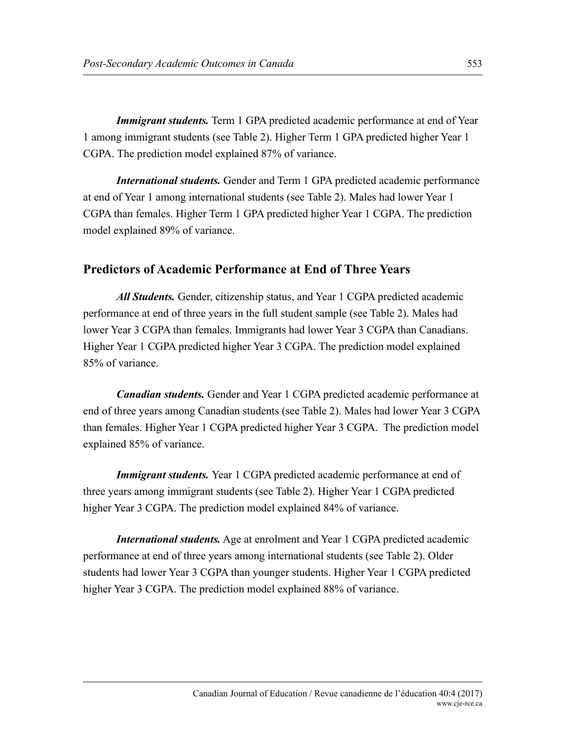***Immigrant students.*** Term 1 GPA predicted academic performance at end of Year 1 among immigrant students (see Table 2). Higher Term 1 GPA predicted higher Year 1 CGPA. The prediction model explained 87% of variance.

***International students.*** Gender and Term 1 GPA predicted academic performance at end of Year 1 among international students (see Table 2). Males had lower Year 1 CGPA than females. Higher Term 1 GPA predicted higher Year 1 CGPA. The prediction model explained 89% of variance.

## Predictors of Academic Performance at End of Three Years

***All Students.*** Gender, citizenship status, and Year 1 CGPA predicted academic performance at end of three years in the full student sample (see Table 2). Males had lower Year 3 CGPA than females. Immigrants had lower Year 3 CGPA than Canadians. Higher Year 1 CGPA predicted higher Year 3 CGPA. The prediction model explained 85% of variance.

***Canadian students.*** Gender and Year 1 CGPA predicted academic performance at end of three years among Canadian students (see Table 2). Males had lower Year 3 CGPA than females. Higher Year 1 CGPA predicted higher Year 3 CGPA. The prediction model explained 85% of variance.

***Immigrant students.*** Year 1 CGPA predicted academic performance at end of three years among immigrant students (see Table 2). Higher Year 1 CGPA predicted higher Year 3 CGPA. The prediction model explained 84% of variance.

***International students.*** Age at enrolment and Year 1 CGPA predicted academic performance at end of three years among international students (see Table 2). Older students had lower Year 3 CGPA than younger students. Higher Year 1 CGPA predicted higher Year 3 CGPA. The prediction model explained 88% of variance.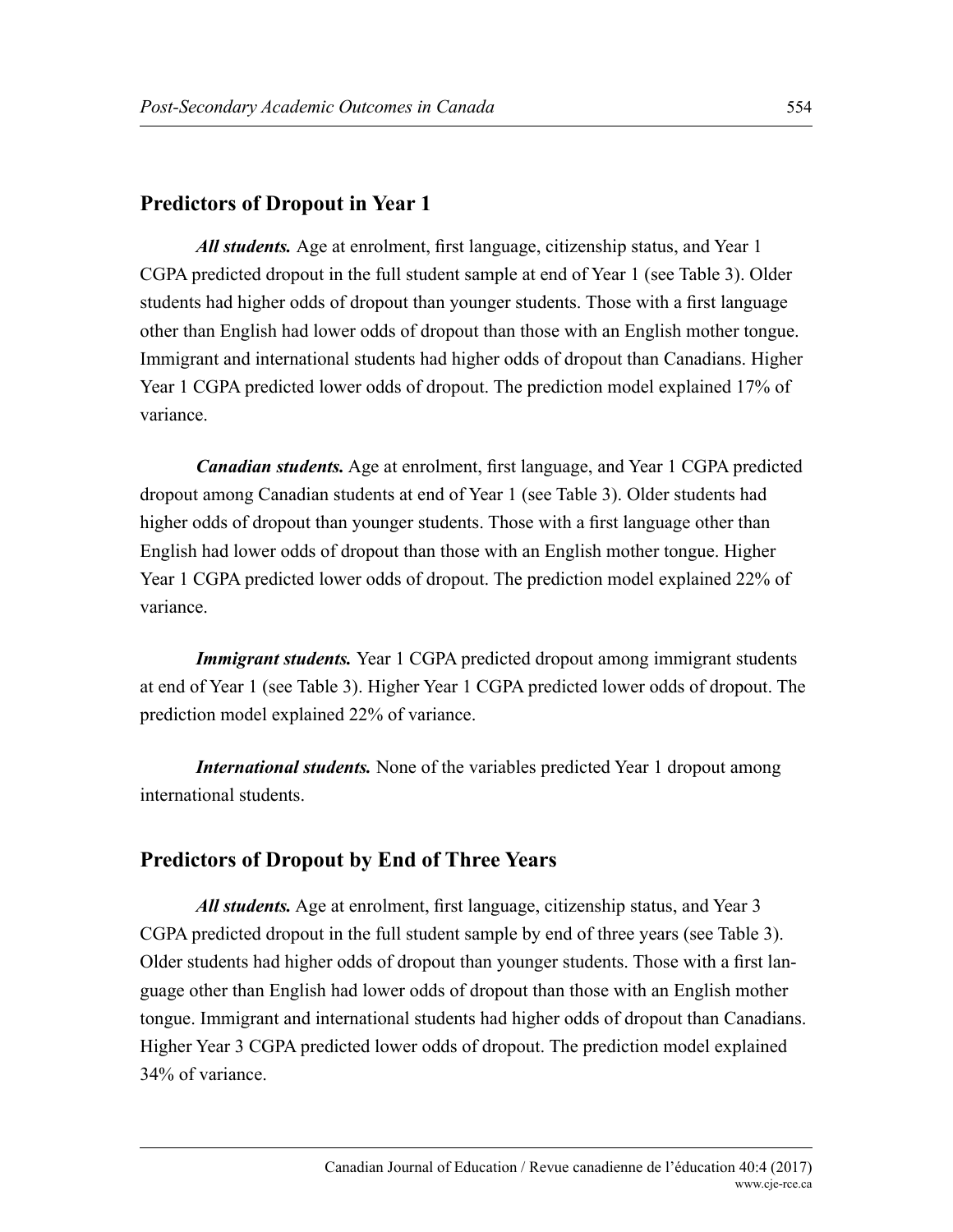## Predictors of Dropout in Year 1

***All students.*** Age at enrolment, first language, citizenship status, and Year 1 CGPA predicted dropout in the full student sample at end of Year 1 (see Table 3). Older students had higher odds of dropout than younger students. Those with a first language other than English had lower odds of dropout than those with an English mother tongue. Immigrant and international students had higher odds of dropout than Canadians. Higher Year 1 CGPA predicted lower odds of dropout. The prediction model explained 17% of variance.

***Canadian students.*** Age at enrolment, first language, and Year 1 CGPA predicted dropout among Canadian students at end of Year 1 (see Table 3). Older students had higher odds of dropout than younger students. Those with a first language other than English had lower odds of dropout than those with an English mother tongue. Higher Year 1 CGPA predicted lower odds of dropout. The prediction model explained 22% of variance.

***Immigrant students.*** Year 1 CGPA predicted dropout among immigrant students at end of Year 1 (see Table 3). Higher Year 1 CGPA predicted lower odds of dropout. The prediction model explained 22% of variance.

***International students.*** None of the variables predicted Year 1 dropout among international students.

## Predictors of Dropout by End of Three Years

***All students.*** Age at enrolment, first language, citizenship status, and Year 3 CGPA predicted dropout in the full student sample by end of three years (see Table 3). Older students had higher odds of dropout than younger students. Those with a first language other than English had lower odds of dropout than those with an English mother tongue. Immigrant and international students had higher odds of dropout than Canadians. Higher Year 3 CGPA predicted lower odds of dropout. The prediction model explained 34% of variance.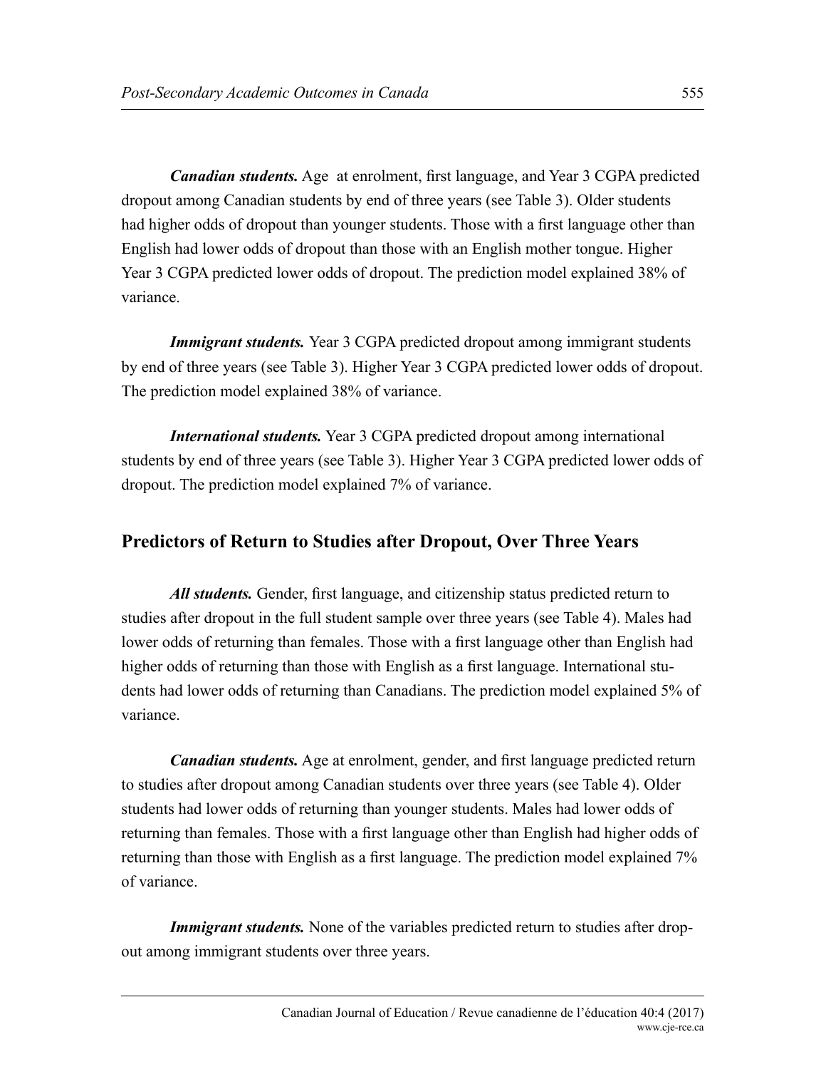***Canadian students.*** Age at enrolment, first language, and Year 3 CGPA predicted dropout among Canadian students by end of three years (see Table 3). Older students had higher odds of dropout than younger students. Those with a first language other than English had lower odds of dropout than those with an English mother tongue. Higher Year 3 CGPA predicted lower odds of dropout. The prediction model explained 38% of variance.

***Immigrant students.*** Year 3 CGPA predicted dropout among immigrant students by end of three years (see Table 3). Higher Year 3 CGPA predicted lower odds of dropout. The prediction model explained 38% of variance.

***International students.*** Year 3 CGPA predicted dropout among international students by end of three years (see Table 3). Higher Year 3 CGPA predicted lower odds of dropout. The prediction model explained 7% of variance.

## Predictors of Return to Studies after Dropout, Over Three Years

***All students.*** Gender, first language, and citizenship status predicted return to studies after dropout in the full student sample over three years (see Table 4). Males had lower odds of returning than females. Those with a first language other than English had higher odds of returning than those with English as a first language. International students had lower odds of returning than Canadians. The prediction model explained 5% of variance.

***Canadian students.*** Age at enrolment, gender, and first language predicted return to studies after dropout among Canadian students over three years (see Table 4). Older students had lower odds of returning than younger students. Males had lower odds of returning than females. Those with a first language other than English had higher odds of returning than those with English as a first language. The prediction model explained 7% of variance.

***Immigrant students.*** None of the variables predicted return to studies after dropout among immigrant students over three years.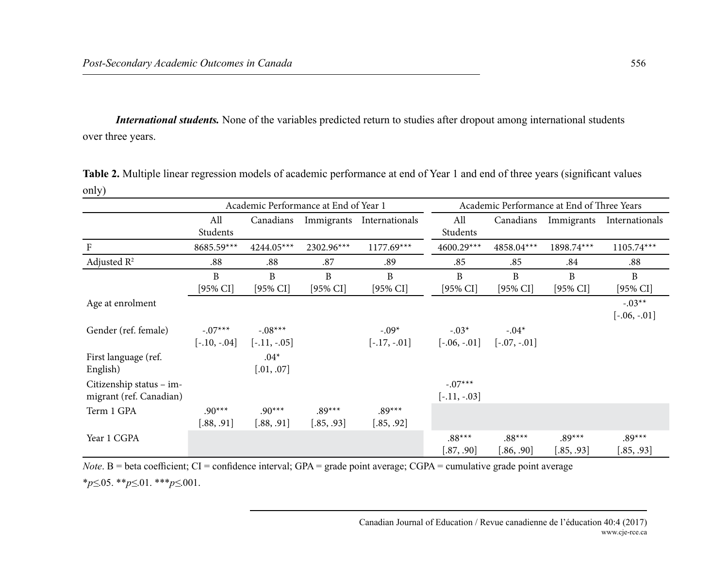***International students.*** None of the variables predicted return to studies after dropout among international students over three years.

**Table 2.** Multiple linear regression models of academic performance at end of Year 1 and end of three years (significant values only)

| | Academic Performance at End of Year 1 | | | | Academic Performance at End of Three Years | | | |
|---|---|---|---|---|---|---|---|---|
| | All Students | Canadians | Immigrants | Internationals | All Students | Canadians | Immigrants | Internationals |
| F | 8685.59*** | 4244.05*** | 2302.96*** | 1177.69*** | 4600.29*** | 4858.04*** | 1898.74*** | 1105.74*** |
| Adjusted $R^2$ | .88 | .88 | .87 | .89 | .85 | .85 | .84 | .88 |
| | B [95% CI] | B [95% CI] | B [95% CI] | B [95% CI] | B [95% CI] | B [95% CI] | B [95% CI] | B [95% CI] |
| Age at enrolment | | | | | | | | -.03** [-.06, -.01] |
| Gender (ref. female) | -.07*** [-.10, -.04] | -.08*** [-.11, -.05] | | -.09* [-.17, -.01] | -.03* [-.06, -.01] | -.04* [-.07, -.01] | | |
| First language (ref. English) | | .04* [.01, .07] | | | | | | |
| Citizenship status – immigrant (ref. Canadian) | | | | | -.07*** [-.11, -.03] | | | |
| Term 1 GPA | .90*** [.88, .91] | .90*** [.88, .91] | .89*** [.85, .93] | .89*** [.85, .92] | | | | |
| Year 1 CGPA | | | | | .88*** [.87, .90] | .88*** [.86, .90] | .89*** [.85, .93] | .89*** [.85, .93] |

*Note*. B = beta coefficient; CI = confidence interval; GPA = grade point average; CGPA = cumulative grade point average

*$p \leq .05$. **$p \leq .01$. ***$p \leq .001$.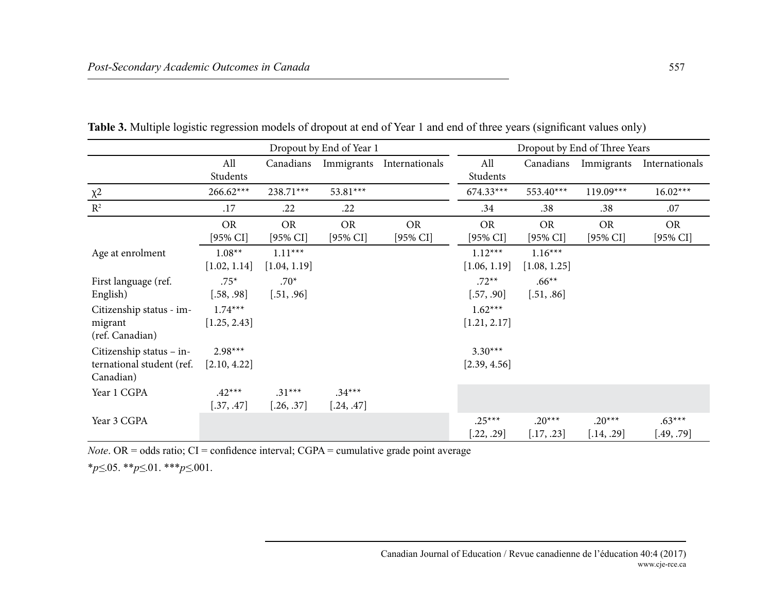**Table 3.** Multiple logistic regression models of dropout at end of Year 1 and end of three years (significant values only)

| | Dropout by End of Year 1 | | | | Dropout by End of Three Years | | | |
|---|---|---|---|---|---|---|---|---|
| | All Students | Canadians | Immigrants | Internationals | All Students | Canadians | Immigrants | Internationals |
| $\chi2$ | 266.62*** | 238.71*** | 53.81*** | | 674.33*** | 553.40*** | 119.09*** | 16.02*** |
| $R^2$ | .17 | .22 | .22 | | .34 | .38 | .38 | .07 |
| | OR [95% CI] | OR [95% CI] | OR [95% CI] | OR [95% CI] | OR [95% CI] | OR [95% CI] | OR [95% CI] | OR [95% CI] |
| Age at enrolment | 1.08** [1.02, 1.14] | 1.11*** [1.04, 1.19] | | | 1.12*** [1.06, 1.19] | 1.16*** [1.08, 1.25] | | |
| First language (ref. English) | .75* [.58, .98] | .70* [.51, .96] | | | .72** [.57, .90] | .66** [.51, .86] | | |
| Citizenship status - immigrant (ref. Canadian) | 1.74*** [1.25, 2.43] | | | | 1.62*** [1.21, 2.17] | | | |
| Citizenship status – international student (ref. Canadian) | 2.98*** [2.10, 4.22] | | | | 3.30*** [2.39, 4.56] | | | |
| Year 1 CGPA | .42*** [.37, .47] | .31*** [.26, .37] | .34*** [.24, .47] | | | | | |
| Year 3 CGPA | | | | | .25*** [.22, .29] | .20*** [.17, .23] | .20*** [.14, .29] | .63*** [.49, .79] |

*Note*. OR = odds ratio; CI = confidence interval; CGPA = cumulative grade point average

\**p*≤.05. \*\**p*≤.01. \*\*\**p*≤.001.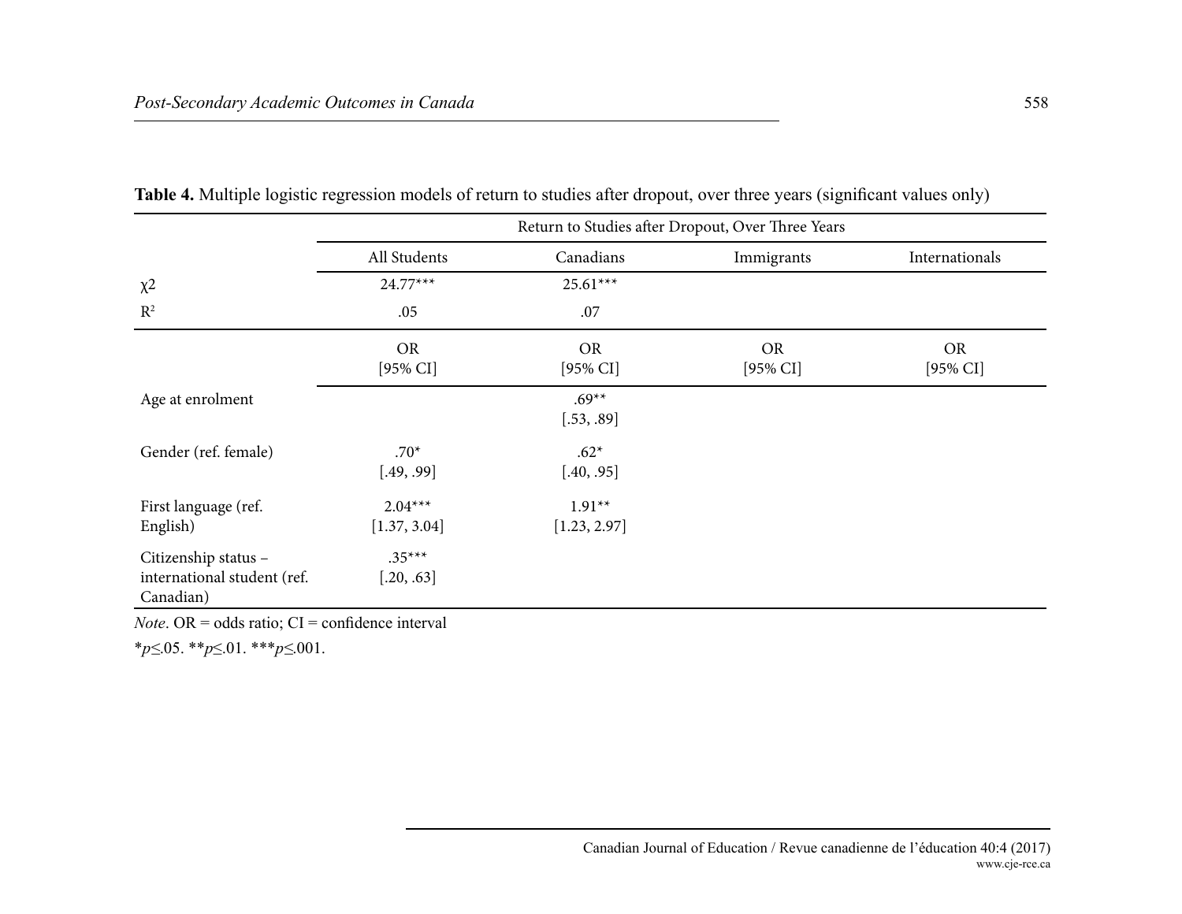**Table 4.** Multiple logistic regression models of return to studies after dropout, over three years (significant values only)

| | Return to Studies after Dropout, Over Three Years | | | |
|---|---|---|---|---|
| | All Students | Canadians | Immigrants | Internationals |
| $\chi 2$ | 24.77*** | 25.61*** | | |
| $R^2$ | .05 | .07 | | |
| | OR [95% CI] | OR [95% CI] | OR [95% CI] | OR [95% CI] |
| Age at enrolment | | .69** [.53, .89] | | |
| Gender (ref. female) | .70* [.49, .99] | .62* [.40, .95] | | |
| First language (ref. English) | 2.04*** [1.37, 3.04] | 1.91** [1.23, 2.97] | | |
| Citizenship status – international student (ref. Canadian) | .35*** [.20, .63] | | | |

*Note*. OR = odds ratio; CI = confidence interval

*$p \leq .05$. **$p \leq .01$. ***$p \leq .001$.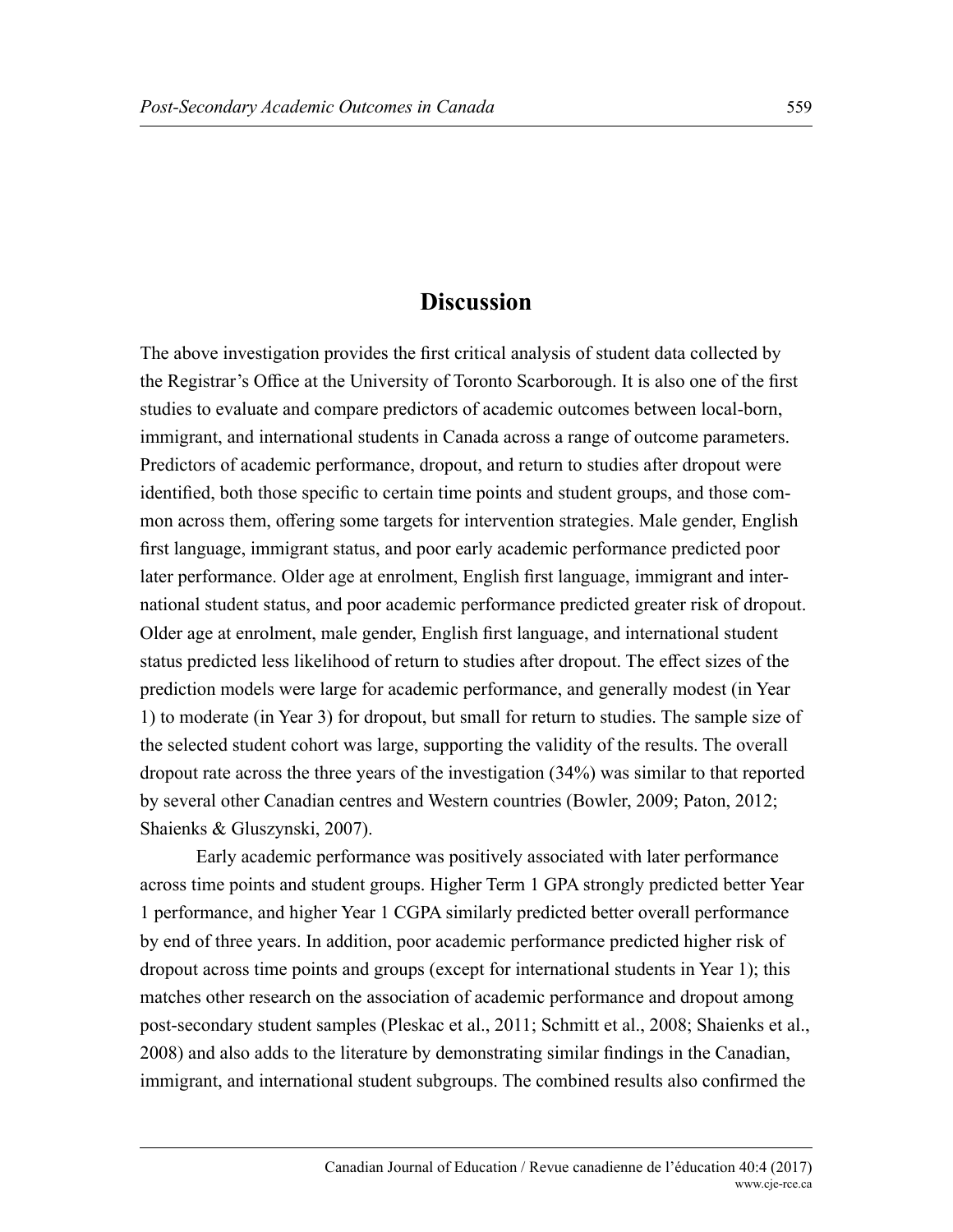## Discussion

The above investigation provides the first critical analysis of student data collected by the Registrar's Office at the University of Toronto Scarborough. It is also one of the first studies to evaluate and compare predictors of academic outcomes between local-born, immigrant, and international students in Canada across a range of outcome parameters. Predictors of academic performance, dropout, and return to studies after dropout were identified, both those specific to certain time points and student groups, and those common across them, offering some targets for intervention strategies. Male gender, English first language, immigrant status, and poor early academic performance predicted poor later performance. Older age at enrolment, English first language, immigrant and international student status, and poor academic performance predicted greater risk of dropout. Older age at enrolment, male gender, English first language, and international student status predicted less likelihood of return to studies after dropout. The effect sizes of the prediction models were large for academic performance, and generally modest (in Year 1) to moderate (in Year 3) for dropout, but small for return to studies. The sample size of the selected student cohort was large, supporting the validity of the results. The overall dropout rate across the three years of the investigation (34%) was similar to that reported by several other Canadian centres and Western countries (Bowler, 2009; Paton, 2012; Shaienks & Gluszynski, 2007).

Early academic performance was positively associated with later performance across time points and student groups. Higher Term 1 GPA strongly predicted better Year 1 performance, and higher Year 1 CGPA similarly predicted better overall performance by end of three years. In addition, poor academic performance predicted higher risk of dropout across time points and groups (except for international students in Year 1); this matches other research on the association of academic performance and dropout among post-secondary student samples (Pleskac et al., 2011; Schmitt et al., 2008; Shaienks et al., 2008) and also adds to the literature by demonstrating similar findings in the Canadian, immigrant, and international student subgroups. The combined results also confirmed the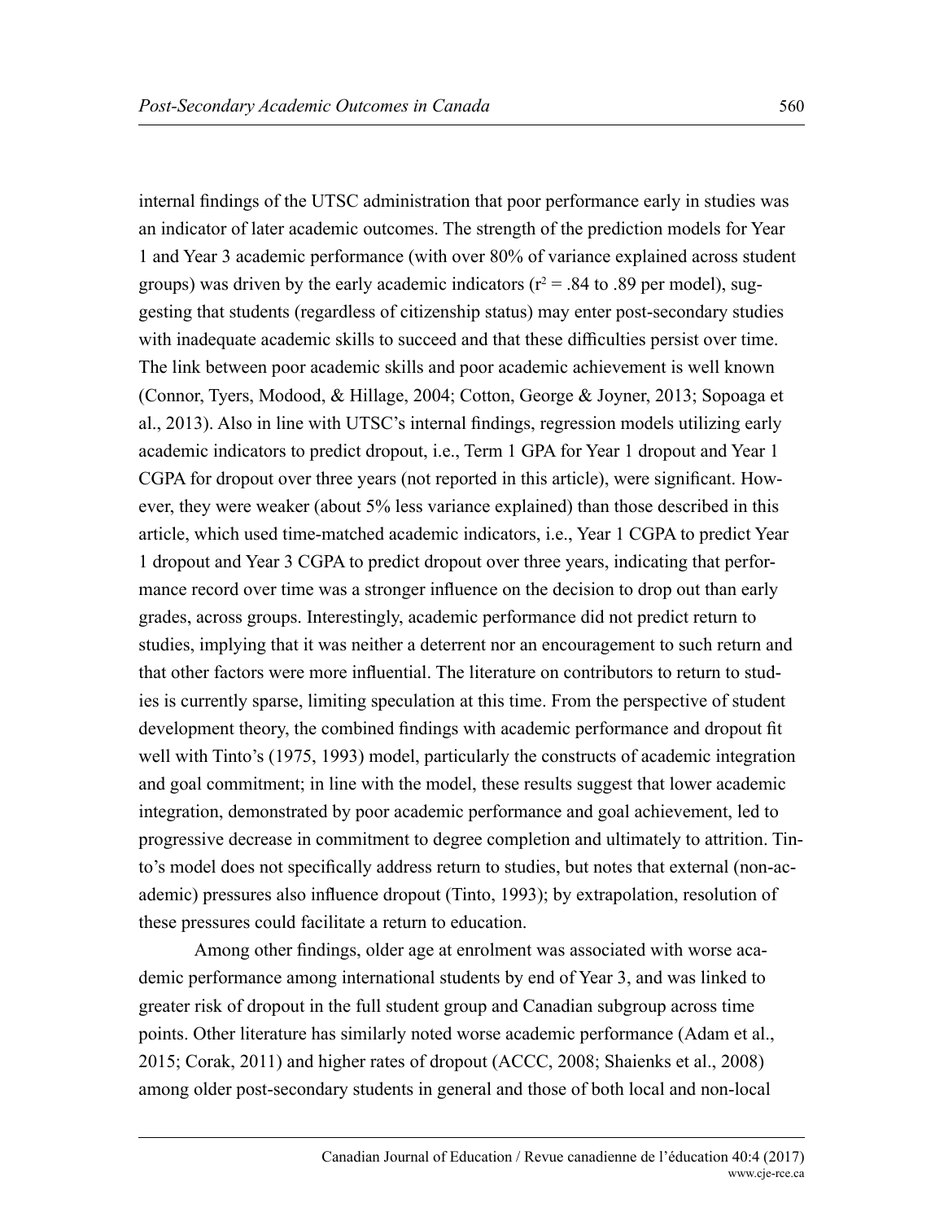internal findings of the UTSC administration that poor performance early in studies was an indicator of later academic outcomes. The strength of the prediction models for Year 1 and Year 3 academic performance (with over 80% of variance explained across student groups) was driven by the early academic indicators ($r^2 = .84$ to $.89$ per model), suggesting that students (regardless of citizenship status) may enter post-secondary studies with inadequate academic skills to succeed and that these difficulties persist over time. The link between poor academic skills and poor academic achievement is well known (Connor, Tyers, Modood, & Hillage, 2004; Cotton, George & Joyner, 2013; Sopoaga et al., 2013). Also in line with UTSC's internal findings, regression models utilizing early academic indicators to predict dropout, i.e., Term 1 GPA for Year 1 dropout and Year 1 CGPA for dropout over three years (not reported in this article), were significant. However, they were weaker (about 5% less variance explained) than those described in this article, which used time-matched academic indicators, i.e., Year 1 CGPA to predict Year 1 dropout and Year 3 CGPA to predict dropout over three years, indicating that performance record over time was a stronger influence on the decision to drop out than early grades, across groups. Interestingly, academic performance did not predict return to studies, implying that it was neither a deterrent nor an encouragement to such return and that other factors were more influential. The literature on contributors to return to studies is currently sparse, limiting speculation at this time. From the perspective of student development theory, the combined findings with academic performance and dropout fit well with Tinto's (1975, 1993) model, particularly the constructs of academic integration and goal commitment; in line with the model, these results suggest that lower academic integration, demonstrated by poor academic performance and goal achievement, led to progressive decrease in commitment to degree completion and ultimately to attrition. Tinto's model does not specifically address return to studies, but notes that external (non-academic) pressures also influence dropout (Tinto, 1993); by extrapolation, resolution of these pressures could facilitate a return to education.

Among other findings, older age at enrolment was associated with worse academic performance among international students by end of Year 3, and was linked to greater risk of dropout in the full student group and Canadian subgroup across time points. Other literature has similarly noted worse academic performance (Adam et al., 2015; Corak, 2011) and higher rates of dropout (ACCC, 2008; Shaienks et al., 2008) among older post-secondary students in general and those of both local and non-local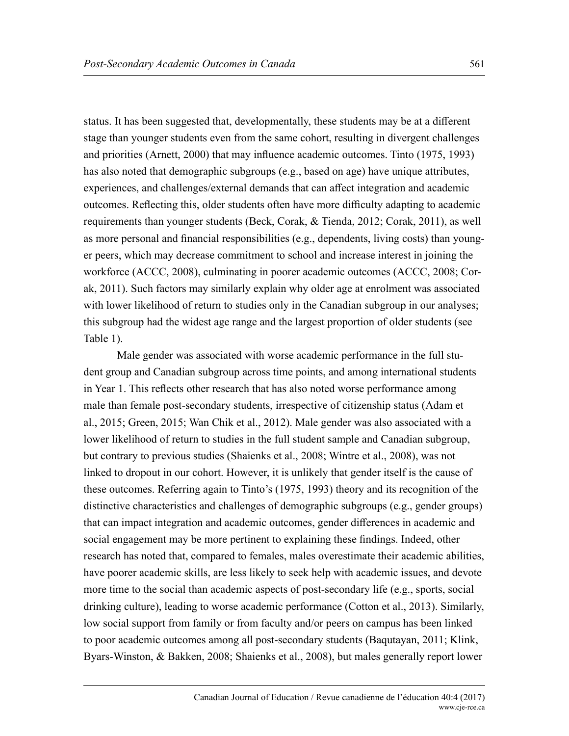status. It has been suggested that, developmentally, these students may be at a different stage than younger students even from the same cohort, resulting in divergent challenges and priorities (Arnett, 2000) that may influence academic outcomes. Tinto (1975, 1993) has also noted that demographic subgroups (e.g., based on age) have unique attributes, experiences, and challenges/external demands that can affect integration and academic outcomes. Reflecting this, older students often have more difficulty adapting to academic requirements than younger students (Beck, Corak, & Tienda, 2012; Corak, 2011), as well as more personal and financial responsibilities (e.g., dependents, living costs) than younger peers, which may decrease commitment to school and increase interest in joining the workforce (ACCC, 2008), culminating in poorer academic outcomes (ACCC, 2008; Corak, 2011). Such factors may similarly explain why older age at enrolment was associated with lower likelihood of return to studies only in the Canadian subgroup in our analyses; this subgroup had the widest age range and the largest proportion of older students (see Table 1).

Male gender was associated with worse academic performance in the full student group and Canadian subgroup across time points, and among international students in Year 1. This reflects other research that has also noted worse performance among male than female post-secondary students, irrespective of citizenship status (Adam et al., 2015; Green, 2015; Wan Chik et al., 2012). Male gender was also associated with a lower likelihood of return to studies in the full student sample and Canadian subgroup, but contrary to previous studies (Shaienks et al., 2008; Wintre et al., 2008), was not linked to dropout in our cohort. However, it is unlikely that gender itself is the cause of these outcomes. Referring again to Tinto's (1975, 1993) theory and its recognition of the distinctive characteristics and challenges of demographic subgroups (e.g., gender groups) that can impact integration and academic outcomes, gender differences in academic and social engagement may be more pertinent to explaining these findings. Indeed, other research has noted that, compared to females, males overestimate their academic abilities, have poorer academic skills, are less likely to seek help with academic issues, and devote more time to the social than academic aspects of post-secondary life (e.g., sports, social drinking culture), leading to worse academic performance (Cotton et al., 2013). Similarly, low social support from family or from faculty and/or peers on campus has been linked to poor academic outcomes among all post-secondary students (Baqutayan, 2011; Klink, Byars-Winston, & Bakken, 2008; Shaienks et al., 2008), but males generally report lower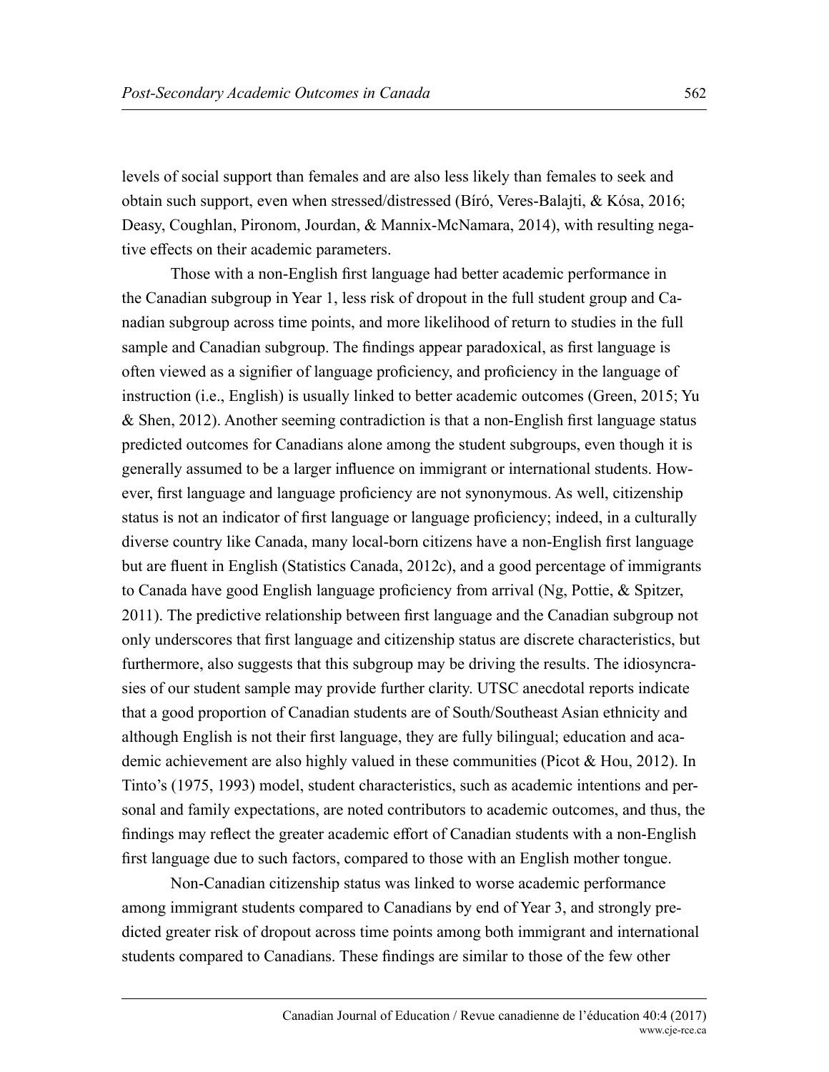levels of social support than females and are also less likely than females to seek and obtain such support, even when stressed/distressed (Bíró, Veres-Balajti, & Kósa, 2016; Deasy, Coughlan, Pironom, Jourdan, & Mannix-McNamara, 2014), with resulting negative effects on their academic parameters.

Those with a non-English first language had better academic performance in the Canadian subgroup in Year 1, less risk of dropout in the full student group and Canadian subgroup across time points, and more likelihood of return to studies in the full sample and Canadian subgroup. The findings appear paradoxical, as first language is often viewed as a signifier of language proficiency, and proficiency in the language of instruction (i.e., English) is usually linked to better academic outcomes (Green, 2015; Yu & Shen, 2012). Another seeming contradiction is that a non-English first language status predicted outcomes for Canadians alone among the student subgroups, even though it is generally assumed to be a larger influence on immigrant or international students. However, first language and language proficiency are not synonymous. As well, citizenship status is not an indicator of first language or language proficiency; indeed, in a culturally diverse country like Canada, many local-born citizens have a non-English first language but are fluent in English (Statistics Canada, 2012c), and a good percentage of immigrants to Canada have good English language proficiency from arrival (Ng, Pottie, & Spitzer, 2011). The predictive relationship between first language and the Canadian subgroup not only underscores that first language and citizenship status are discrete characteristics, but furthermore, also suggests that this subgroup may be driving the results. The idiosyncrasies of our student sample may provide further clarity. UTSC anecdotal reports indicate that a good proportion of Canadian students are of South/Southeast Asian ethnicity and although English is not their first language, they are fully bilingual; education and academic achievement are also highly valued in these communities (Picot & Hou, 2012). In Tinto's (1975, 1993) model, student characteristics, such as academic intentions and personal and family expectations, are noted contributors to academic outcomes, and thus, the findings may reflect the greater academic effort of Canadian students with a non-English first language due to such factors, compared to those with an English mother tongue.

Non-Canadian citizenship status was linked to worse academic performance among immigrant students compared to Canadians by end of Year 3, and strongly predicted greater risk of dropout across time points among both immigrant and international students compared to Canadians. These findings are similar to those of the few other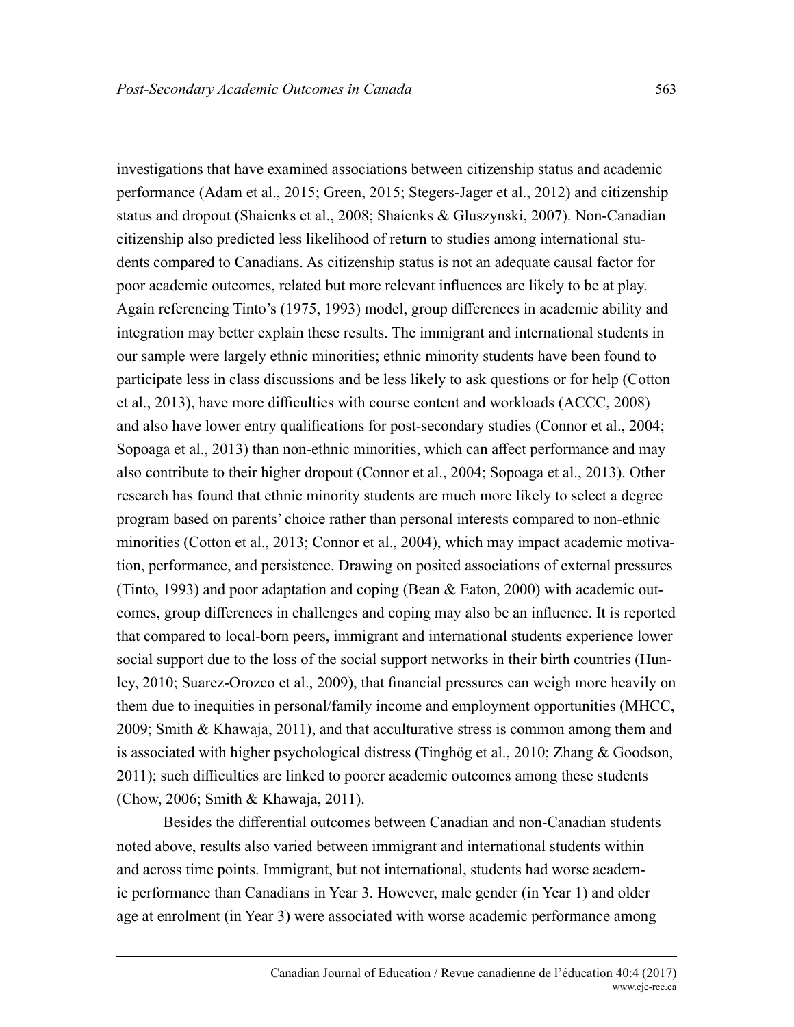investigations that have examined associations between citizenship status and academic performance (Adam et al., 2015; Green, 2015; Stegers-Jager et al., 2012) and citizenship status and dropout (Shaienks et al., 2008; Shaienks & Gluszynski, 2007). Non-Canadian citizenship also predicted less likelihood of return to studies among international students compared to Canadians. As citizenship status is not an adequate causal factor for poor academic outcomes, related but more relevant influences are likely to be at play. Again referencing Tinto's (1975, 1993) model, group differences in academic ability and integration may better explain these results. The immigrant and international students in our sample were largely ethnic minorities; ethnic minority students have been found to participate less in class discussions and be less likely to ask questions or for help (Cotton et al., 2013), have more difficulties with course content and workloads (ACCC, 2008) and also have lower entry qualifications for post-secondary studies (Connor et al., 2004; Sopoaga et al., 2013) than non-ethnic minorities, which can affect performance and may also contribute to their higher dropout (Connor et al., 2004; Sopoaga et al., 2013). Other research has found that ethnic minority students are much more likely to select a degree program based on parents' choice rather than personal interests compared to non-ethnic minorities (Cotton et al., 2013; Connor et al., 2004), which may impact academic motivation, performance, and persistence. Drawing on posited associations of external pressures (Tinto, 1993) and poor adaptation and coping (Bean & Eaton, 2000) with academic outcomes, group differences in challenges and coping may also be an influence. It is reported that compared to local-born peers, immigrant and international students experience lower social support due to the loss of the social support networks in their birth countries (Hunley, 2010; Suarez-Orozco et al., 2009), that financial pressures can weigh more heavily on them due to inequities in personal/family income and employment opportunities (MHCC, 2009; Smith & Khawaja, 2011), and that acculturative stress is common among them and is associated with higher psychological distress (Tinghög et al., 2010; Zhang & Goodson, 2011); such difficulties are linked to poorer academic outcomes among these students (Chow, 2006; Smith & Khawaja, 2011).

Besides the differential outcomes between Canadian and non-Canadian students noted above, results also varied between immigrant and international students within and across time points. Immigrant, but not international, students had worse academic performance than Canadians in Year 3. However, male gender (in Year 1) and older age at enrolment (in Year 3) were associated with worse academic performance among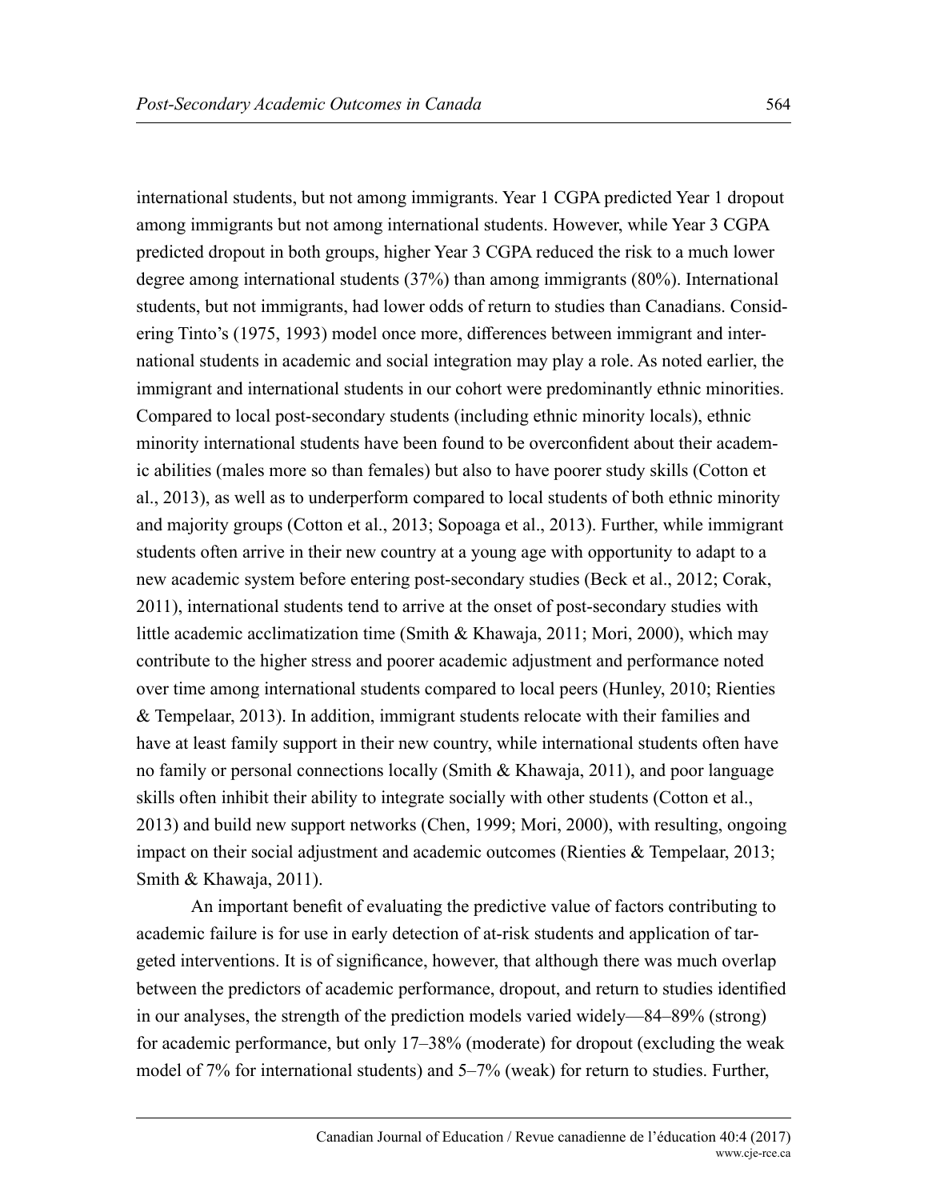international students, but not among immigrants. Year 1 CGPA predicted Year 1 dropout among immigrants but not among international students. However, while Year 3 CGPA predicted dropout in both groups, higher Year 3 CGPA reduced the risk to a much lower degree among international students (37%) than among immigrants (80%). International students, but not immigrants, had lower odds of return to studies than Canadians. Considering Tinto's (1975, 1993) model once more, differences between immigrant and international students in academic and social integration may play a role. As noted earlier, the immigrant and international students in our cohort were predominantly ethnic minorities. Compared to local post-secondary students (including ethnic minority locals), ethnic minority international students have been found to be overconfident about their academic abilities (males more so than females) but also to have poorer study skills (Cotton et al., 2013), as well as to underperform compared to local students of both ethnic minority and majority groups (Cotton et al., 2013; Sopoaga et al., 2013). Further, while immigrant students often arrive in their new country at a young age with opportunity to adapt to a new academic system before entering post-secondary studies (Beck et al., 2012; Corak, 2011), international students tend to arrive at the onset of post-secondary studies with little academic acclimatization time (Smith & Khawaja, 2011; Mori, 2000), which may contribute to the higher stress and poorer academic adjustment and performance noted over time among international students compared to local peers (Hunley, 2010; Rienties & Tempelaar, 2013). In addition, immigrant students relocate with their families and have at least family support in their new country, while international students often have no family or personal connections locally (Smith & Khawaja, 2011), and poor language skills often inhibit their ability to integrate socially with other students (Cotton et al., 2013) and build new support networks (Chen, 1999; Mori, 2000), with resulting, ongoing impact on their social adjustment and academic outcomes (Rienties & Tempelaar, 2013; Smith & Khawaja, 2011).

An important benefit of evaluating the predictive value of factors contributing to academic failure is for use in early detection of at-risk students and application of targeted interventions. It is of significance, however, that although there was much overlap between the predictors of academic performance, dropout, and return to studies identified in our analyses, the strength of the prediction models varied widely—84–89% (strong) for academic performance, but only 17–38% (moderate) for dropout (excluding the weak model of 7% for international students) and 5–7% (weak) for return to studies. Further,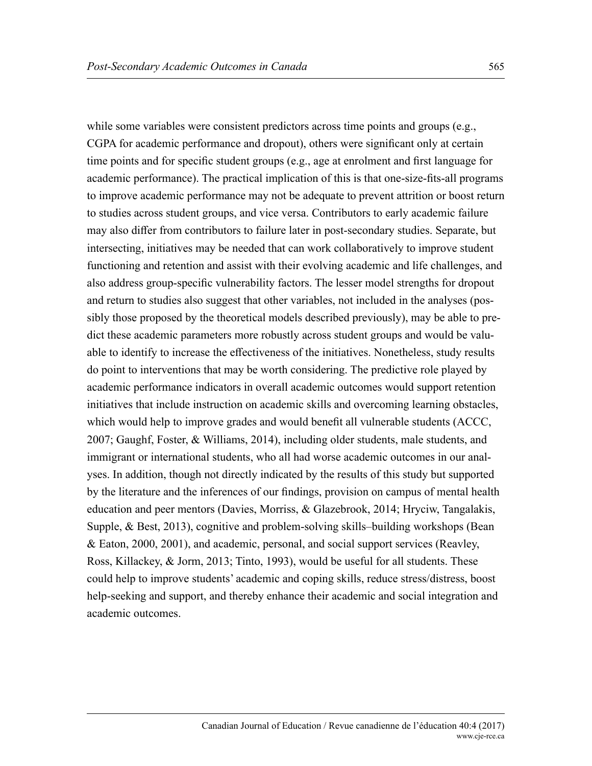while some variables were consistent predictors across time points and groups (e.g., CGPA for academic performance and dropout), others were significant only at certain time points and for specific student groups (e.g., age at enrolment and first language for academic performance). The practical implication of this is that one-size-fits-all programs to improve academic performance may not be adequate to prevent attrition or boost return to studies across student groups, and vice versa. Contributors to early academic failure may also differ from contributors to failure later in post-secondary studies. Separate, but intersecting, initiatives may be needed that can work collaboratively to improve student functioning and retention and assist with their evolving academic and life challenges, and also address group-specific vulnerability factors. The lesser model strengths for dropout and return to studies also suggest that other variables, not included in the analyses (possibly those proposed by the theoretical models described previously), may be able to predict these academic parameters more robustly across student groups and would be valuable to identify to increase the effectiveness of the initiatives. Nonetheless, study results do point to interventions that may be worth considering. The predictive role played by academic performance indicators in overall academic outcomes would support retention initiatives that include instruction on academic skills and overcoming learning obstacles, which would help to improve grades and would benefit all vulnerable students (ACCC, 2007; Gaughf, Foster, & Williams, 2014), including older students, male students, and immigrant or international students, who all had worse academic outcomes in our analyses. In addition, though not directly indicated by the results of this study but supported by the literature and the inferences of our findings, provision on campus of mental health education and peer mentors (Davies, Morriss, & Glazebrook, 2014; Hryciw, Tangalakis, Supple, & Best, 2013), cognitive and problem-solving skills–building workshops (Bean & Eaton, 2000, 2001), and academic, personal, and social support services (Reavley, Ross, Killackey, & Jorm, 2013; Tinto, 1993), would be useful for all students. These could help to improve students' academic and coping skills, reduce stress/distress, boost help-seeking and support, and thereby enhance their academic and social integration and academic outcomes.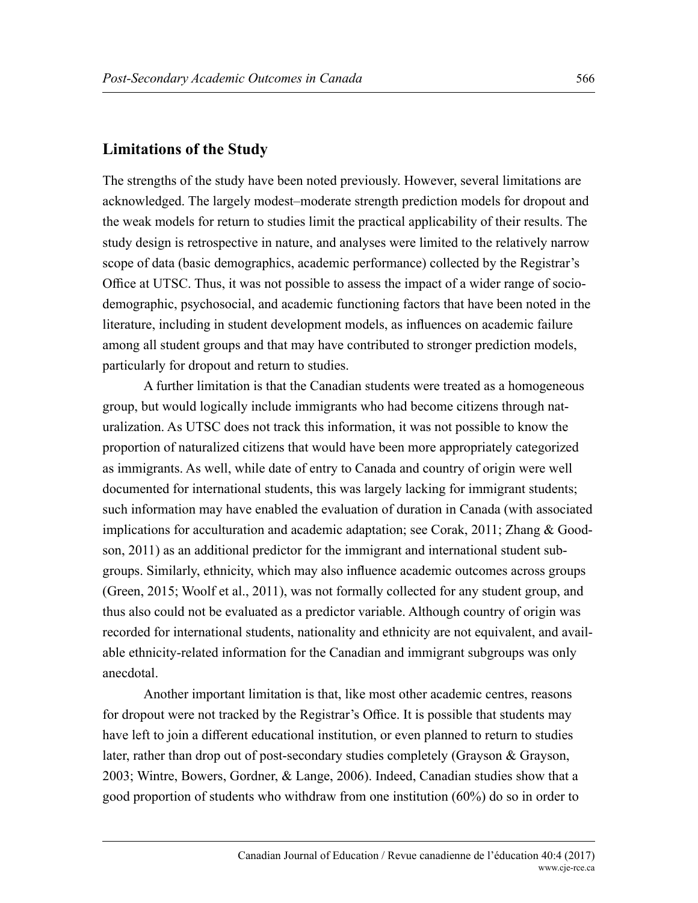## Limitations of the Study

The strengths of the study have been noted previously. However, several limitations are acknowledged. The largely modest–moderate strength prediction models for dropout and the weak models for return to studies limit the practical applicability of their results. The study design is retrospective in nature, and analyses were limited to the relatively narrow scope of data (basic demographics, academic performance) collected by the Registrar's Office at UTSC. Thus, it was not possible to assess the impact of a wider range of socio-demographic, psychosocial, and academic functioning factors that have been noted in the literature, including in student development models, as influences on academic failure among all student groups and that may have contributed to stronger prediction models, particularly for dropout and return to studies.

A further limitation is that the Canadian students were treated as a homogeneous group, but would logically include immigrants who had become citizens through naturalization. As UTSC does not track this information, it was not possible to know the proportion of naturalized citizens that would have been more appropriately categorized as immigrants. As well, while date of entry to Canada and country of origin were well documented for international students, this was largely lacking for immigrant students; such information may have enabled the evaluation of duration in Canada (with associated implications for acculturation and academic adaptation; see Corak, 2011; Zhang & Goodson, 2011) as an additional predictor for the immigrant and international student subgroups. Similarly, ethnicity, which may also influence academic outcomes across groups (Green, 2015; Woolf et al., 2011), was not formally collected for any student group, and thus also could not be evaluated as a predictor variable. Although country of origin was recorded for international students, nationality and ethnicity are not equivalent, and available ethnicity-related information for the Canadian and immigrant subgroups was only anecdotal.

Another important limitation is that, like most other academic centres, reasons for dropout were not tracked by the Registrar's Office. It is possible that students may have left to join a different educational institution, or even planned to return to studies later, rather than drop out of post-secondary studies completely (Grayson & Grayson, 2003; Wintre, Bowers, Gordner, & Lange, 2006). Indeed, Canadian studies show that a good proportion of students who withdraw from one institution (60%) do so in order to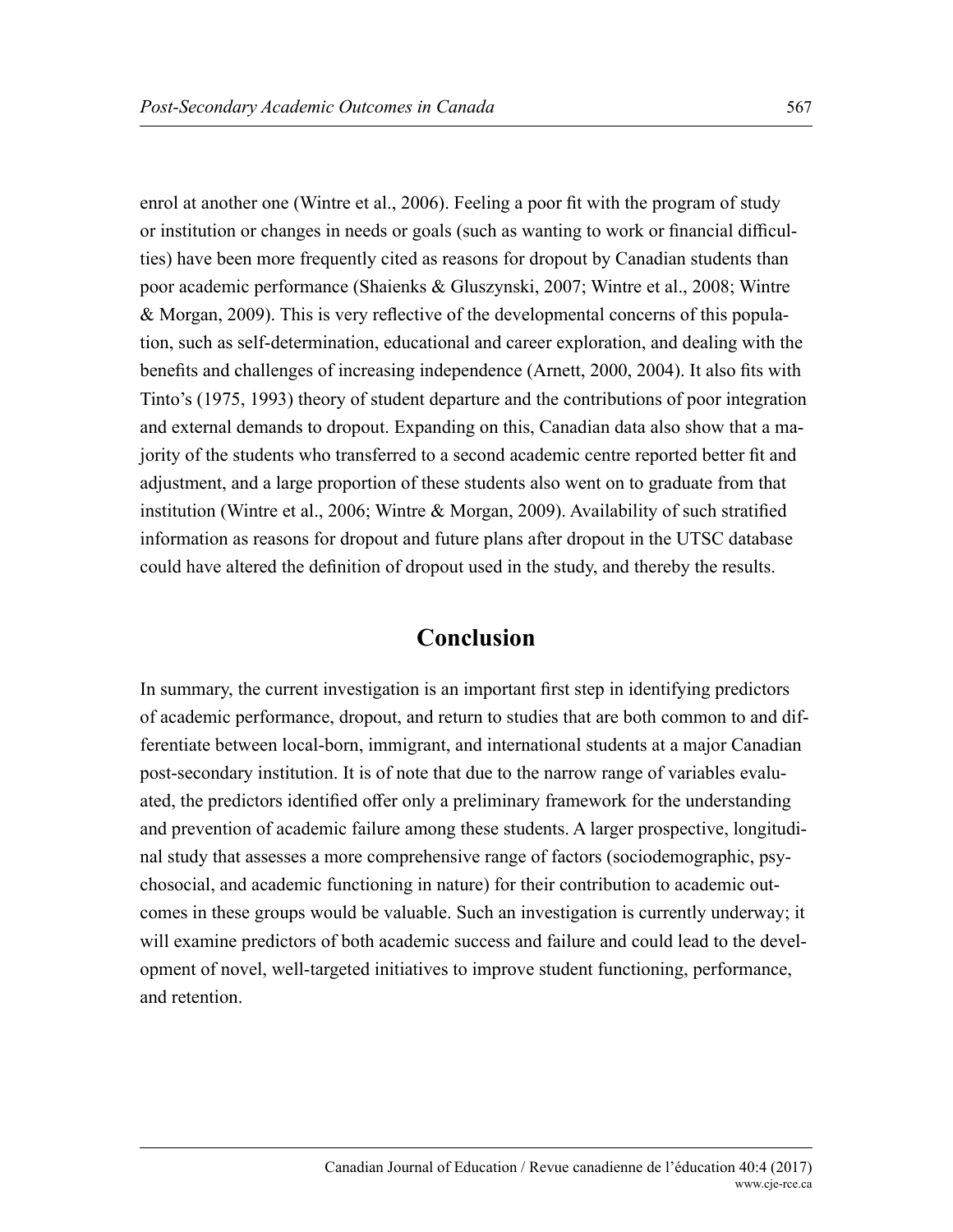enrol at another one (Wintre et al., 2006). Feeling a poor fit with the program of study or institution or changes in needs or goals (such as wanting to work or financial difficulties) have been more frequently cited as reasons for dropout by Canadian students than poor academic performance (Shaienks & Gluszynski, 2007; Wintre et al., 2008; Wintre & Morgan, 2009). This is very reflective of the developmental concerns of this population, such as self-determination, educational and career exploration, and dealing with the benefits and challenges of increasing independence (Arnett, 2000, 2004). It also fits with Tinto's (1975, 1993) theory of student departure and the contributions of poor integration and external demands to dropout. Expanding on this, Canadian data also show that a majority of the students who transferred to a second academic centre reported better fit and adjustment, and a large proportion of these students also went on to graduate from that institution (Wintre et al., 2006; Wintre & Morgan, 2009). Availability of such stratified information as reasons for dropout and future plans after dropout in the UTSC database could have altered the definition of dropout used in the study, and thereby the results.

## Conclusion

In summary, the current investigation is an important first step in identifying predictors of academic performance, dropout, and return to studies that are both common to and differentiate between local-born, immigrant, and international students at a major Canadian post-secondary institution. It is of note that due to the narrow range of variables evaluated, the predictors identified offer only a preliminary framework for the understanding and prevention of academic failure among these students. A larger prospective, longitudinal study that assesses a more comprehensive range of factors (sociodemographic, psychosocial, and academic functioning in nature) for their contribution to academic outcomes in these groups would be valuable. Such an investigation is currently underway; it will examine predictors of both academic success and failure and could lead to the development of novel, well-targeted initiatives to improve student functioning, performance, and retention.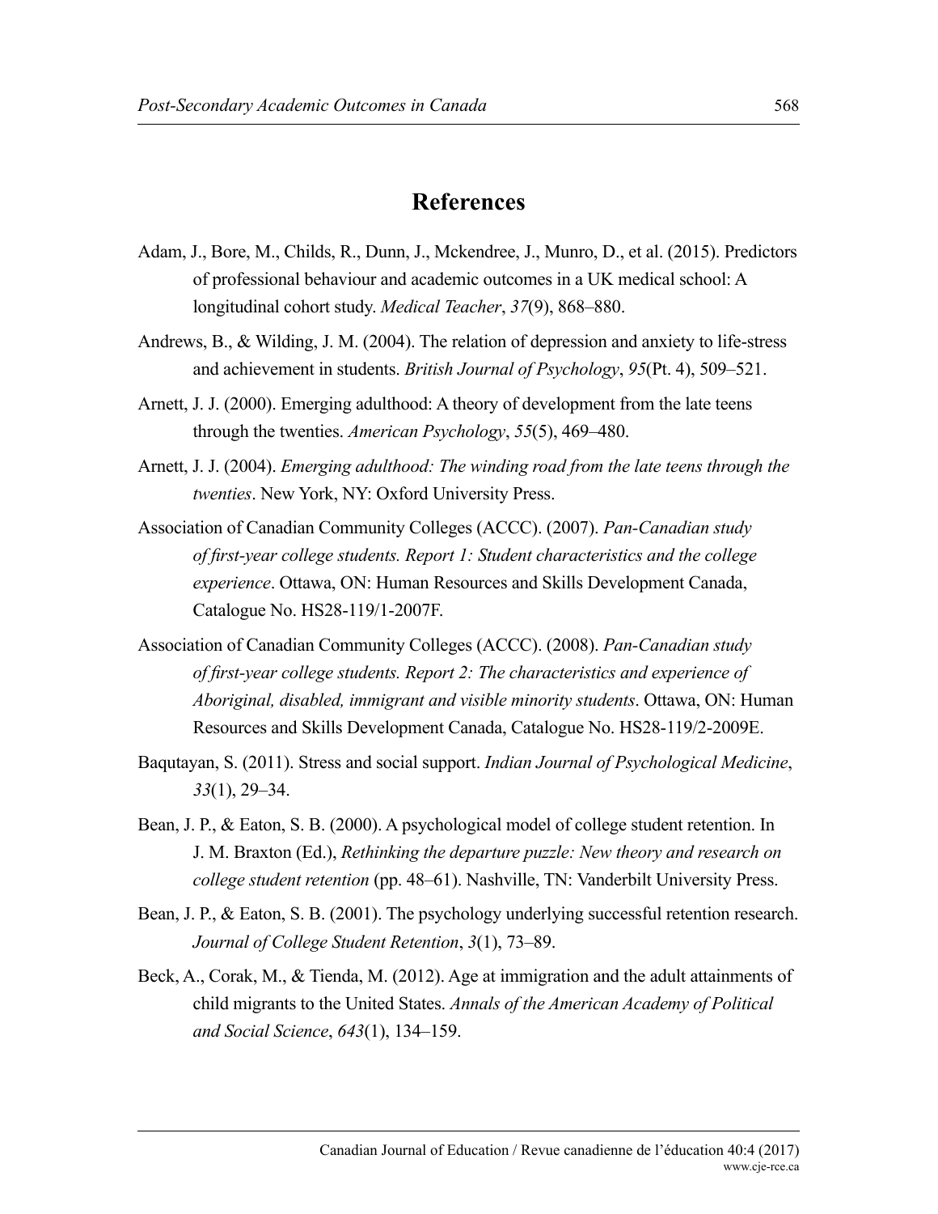# References

Adam, J., Bore, M., Childs, R., Dunn, J., Mckendree, J., Munro, D., et al. (2015). Predictors of professional behaviour and academic outcomes in a UK medical school: A longitudinal cohort study. *Medical Teacher*, *37*(9), 868–880.

Andrews, B., & Wilding, J. M. (2004). The relation of depression and anxiety to life-stress and achievement in students. *British Journal of Psychology*, *95*(Pt. 4), 509–521.

Arnett, J. J. (2000). Emerging adulthood: A theory of development from the late teens through the twenties. *American Psychology*, *55*(5), 469–480.

Arnett, J. J. (2004). *Emerging adulthood: The winding road from the late teens through the twenties*. New York, NY: Oxford University Press.

Association of Canadian Community Colleges (ACCC). (2007). *Pan-Canadian study of first-year college students. Report 1: Student characteristics and the college experience*. Ottawa, ON: Human Resources and Skills Development Canada, Catalogue No. HS28-119/1-2007F.

Association of Canadian Community Colleges (ACCC). (2008). *Pan-Canadian study of first-year college students. Report 2: The characteristics and experience of Aboriginal, disabled, immigrant and visible minority students*. Ottawa, ON: Human Resources and Skills Development Canada, Catalogue No. HS28-119/2-2009E.

Baqutayan, S. (2011). Stress and social support. *Indian Journal of Psychological Medicine*, *33*(1), 29–34.

Bean, J. P., & Eaton, S. B. (2000). A psychological model of college student retention. In J. M. Braxton (Ed.), *Rethinking the departure puzzle: New theory and research on college student retention* (pp. 48–61). Nashville, TN: Vanderbilt University Press.

Bean, J. P., & Eaton, S. B. (2001). The psychology underlying successful retention research. *Journal of College Student Retention*, *3*(1), 73–89.

Beck, A., Corak, M., & Tienda, M. (2012). Age at immigration and the adult attainments of child migrants to the United States. *Annals of the American Academy of Political and Social Science*, *643*(1), 134–159.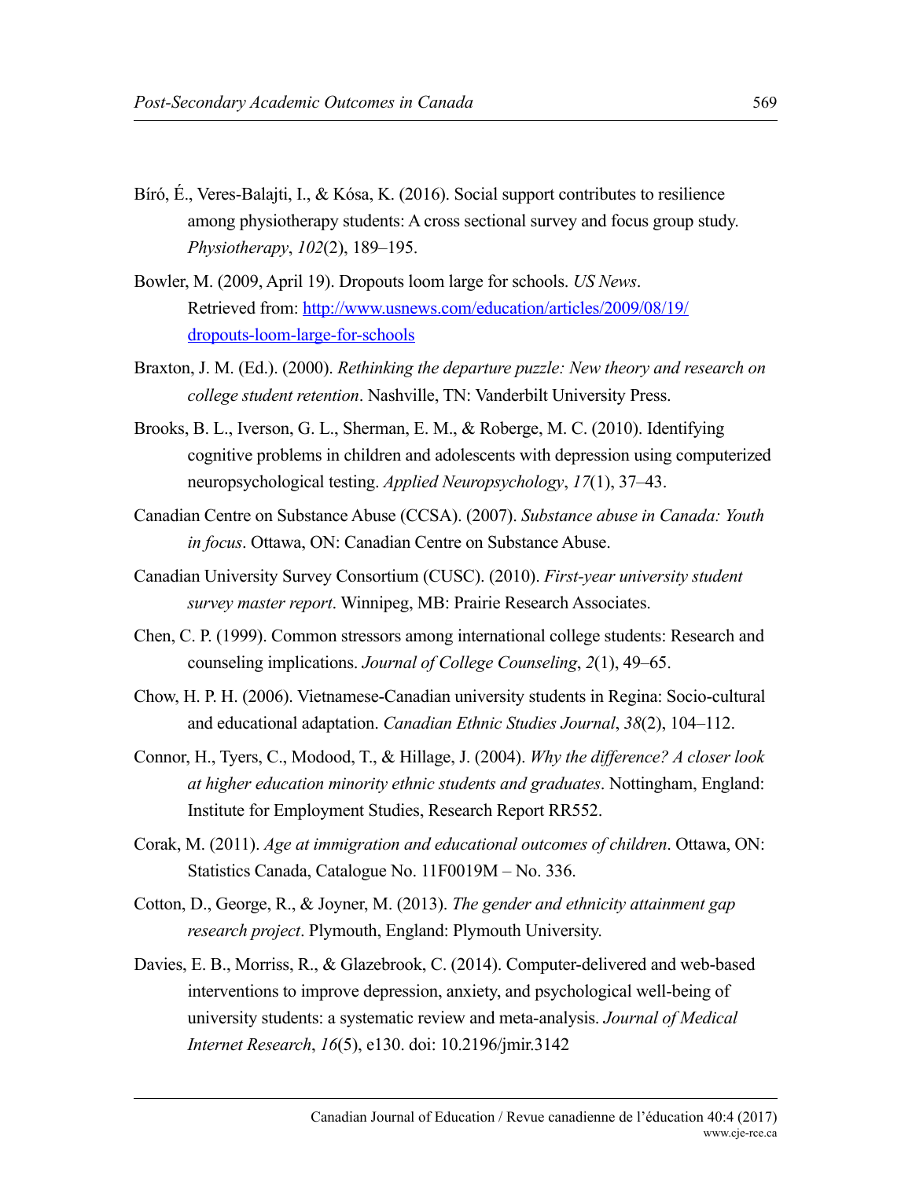Bíró, É., Veres-Balajti, I., & Kósa, K. (2016). Social support contributes to resilience among physiotherapy students: A cross sectional survey and focus group study. *Physiotherapy*, *102*(2), 189–195.

Bowler, M. (2009, April 19). Dropouts loom large for schools. *US News*. Retrieved from: [http://www.usnews.com/education/articles/2009/08/19/dropouts-loom-large-for-schools](http://www.usnews.com/education/articles/2009/08/19/dropouts-loom-large-for-schools)

Braxton, J. M. (Ed.). (2000). *Rethinking the departure puzzle: New theory and research on college student retention*. Nashville, TN: Vanderbilt University Press.

Brooks, B. L., Iverson, G. L., Sherman, E. M., & Roberge, M. C. (2010). Identifying cognitive problems in children and adolescents with depression using computerized neuropsychological testing. *Applied Neuropsychology*, *17*(1), 37–43.

Canadian Centre on Substance Abuse (CCSA). (2007). *Substance abuse in Canada: Youth in focus*. Ottawa, ON: Canadian Centre on Substance Abuse.

Canadian University Survey Consortium (CUSC). (2010). *First-year university student survey master report*. Winnipeg, MB: Prairie Research Associates.

Chen, C. P. (1999). Common stressors among international college students: Research and counseling implications. *Journal of College Counseling*, *2*(1), 49–65.

Chow, H. P. H. (2006). Vietnamese-Canadian university students in Regina: Socio-cultural and educational adaptation. *Canadian Ethnic Studies Journal*, *38*(2), 104–112.

Connor, H., Tyers, C., Modood, T., & Hillage, J. (2004). *Why the difference? A closer look at higher education minority ethnic students and graduates*. Nottingham, England: Institute for Employment Studies, Research Report RR552.

Corak, M. (2011). *Age at immigration and educational outcomes of children*. Ottawa, ON: Statistics Canada, Catalogue No. 11F0019M – No. 336.

Cotton, D., George, R., & Joyner, M. (2013). *The gender and ethnicity attainment gap research project*. Plymouth, England: Plymouth University.

Davies, E. B., Morriss, R., & Glazebrook, C. (2014). Computer-delivered and web-based interventions to improve depression, anxiety, and psychological well-being of university students: a systematic review and meta-analysis. *Journal of Medical Internet Research*, *16*(5), e130. doi: 10.2196/jmir.3142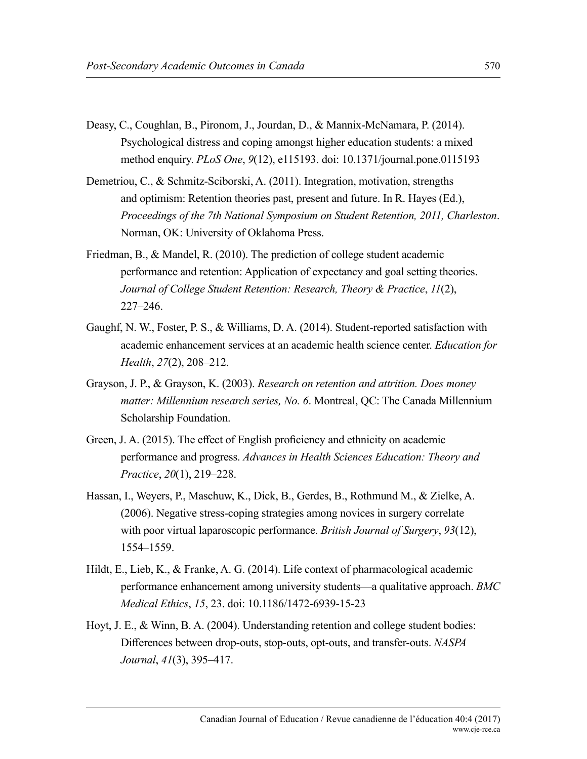Deasy, C., Coughlan, B., Pironom, J., Jourdan, D., & Mannix-McNamara, P. (2014). Psychological distress and coping amongst higher education students: a mixed method enquiry. *PLoS One*, *9*(12), e115193. doi: 10.1371/journal.pone.0115193

Demetriou, C., & Schmitz-Sciborski, A. (2011). Integration, motivation, strengths and optimism: Retention theories past, present and future. In R. Hayes (Ed.), *Proceedings of the 7th National Symposium on Student Retention, 2011, Charleston*. Norman, OK: University of Oklahoma Press.

Friedman, B., & Mandel, R. (2010). The prediction of college student academic performance and retention: Application of expectancy and goal setting theories. *Journal of College Student Retention: Research, Theory & Practice*, *11*(2), 227–246.

Gaughf, N. W., Foster, P. S., & Williams, D. A. (2014). Student-reported satisfaction with academic enhancement services at an academic health science center. *Education for Health*, *27*(2), 208–212.

Grayson, J. P., & Grayson, K. (2003). *Research on retention and attrition. Does money matter: Millennium research series, No. 6*. Montreal, QC: The Canada Millennium Scholarship Foundation.

Green, J. A. (2015). The effect of English proficiency and ethnicity on academic performance and progress. *Advances in Health Sciences Education: Theory and Practice*, *20*(1), 219–228.

Hassan, I., Weyers, P., Maschuw, K., Dick, B., Gerdes, B., Rothmund M., & Zielke, A. (2006). Negative stress-coping strategies among novices in surgery correlate with poor virtual laparoscopic performance. *British Journal of Surgery*, *93*(12), 1554–1559.

Hildt, E., Lieb, K., & Franke, A. G. (2014). Life context of pharmacological academic performance enhancement among university students—a qualitative approach. *BMC Medical Ethics*, *15*, 23. doi: 10.1186/1472-6939-15-23

Hoyt, J. E., & Winn, B. A. (2004). Understanding retention and college student bodies: Differences between drop-outs, stop-outs, opt-outs, and transfer-outs. *NASPA Journal*, *41*(3), 395–417.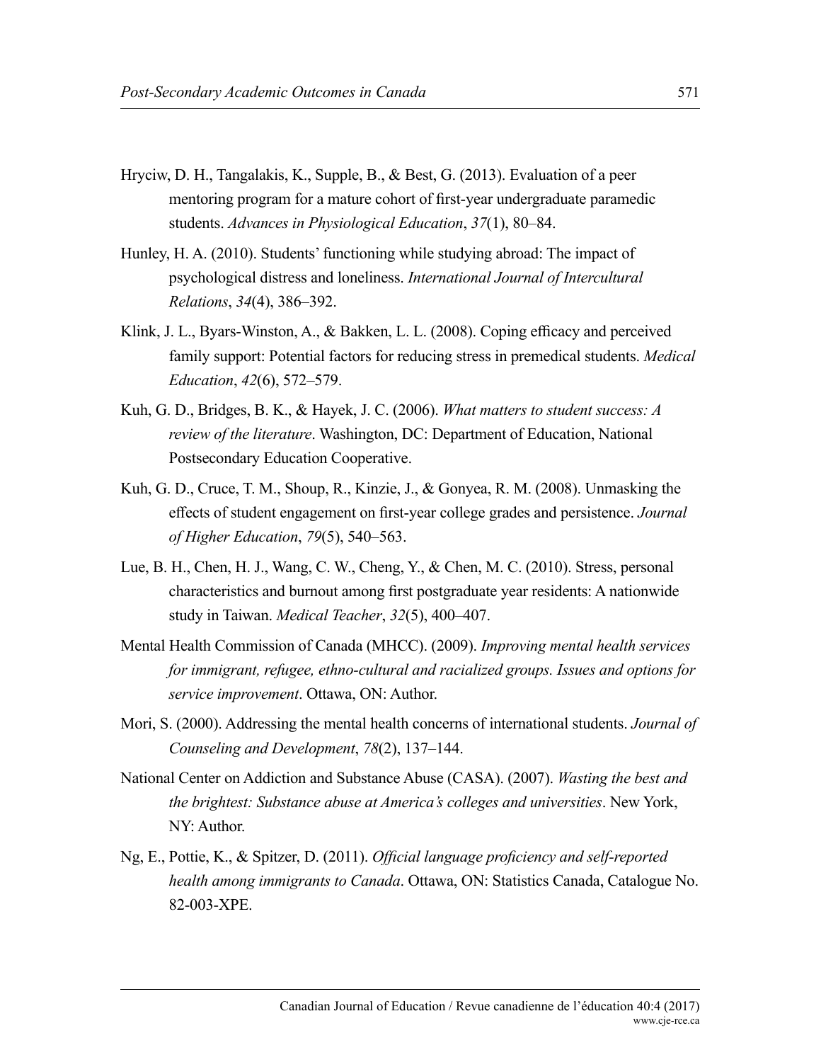Hryciw, D. H., Tangalakis, K., Supple, B., & Best, G. (2013). Evaluation of a peer mentoring program for a mature cohort of first-year undergraduate paramedic students. *Advances in Physiological Education*, *37*(1), 80–84.

Hunley, H. A. (2010). Students' functioning while studying abroad: The impact of psychological distress and loneliness. *International Journal of Intercultural Relations*, *34*(4), 386–392.

Klink, J. L., Byars-Winston, A., & Bakken, L. L. (2008). Coping efficacy and perceived family support: Potential factors for reducing stress in premedical students. *Medical Education*, *42*(6), 572–579.

Kuh, G. D., Bridges, B. K., & Hayek, J. C. (2006). *What matters to student success: A review of the literature*. Washington, DC: Department of Education, National Postsecondary Education Cooperative.

Kuh, G. D., Cruce, T. M., Shoup, R., Kinzie, J., & Gonyea, R. M. (2008). Unmasking the effects of student engagement on first-year college grades and persistence. *Journal of Higher Education*, *79*(5), 540–563.

Lue, B. H., Chen, H. J., Wang, C. W., Cheng, Y., & Chen, M. C. (2010). Stress, personal characteristics and burnout among first postgraduate year residents: A nationwide study in Taiwan. *Medical Teacher*, *32*(5), 400–407.

Mental Health Commission of Canada (MHCC). (2009). *Improving mental health services for immigrant, refugee, ethno-cultural and racialized groups. Issues and options for service improvement*. Ottawa, ON: Author.

Mori, S. (2000). Addressing the mental health concerns of international students. *Journal of Counseling and Development*, *78*(2), 137–144.

National Center on Addiction and Substance Abuse (CASA). (2007). *Wasting the best and the brightest: Substance abuse at America's colleges and universities*. New York, NY: Author.

Ng, E., Pottie, K., & Spitzer, D. (2011). *Official language proficiency and self-reported health among immigrants to Canada*. Ottawa, ON: Statistics Canada, Catalogue No. 82-003-XPE.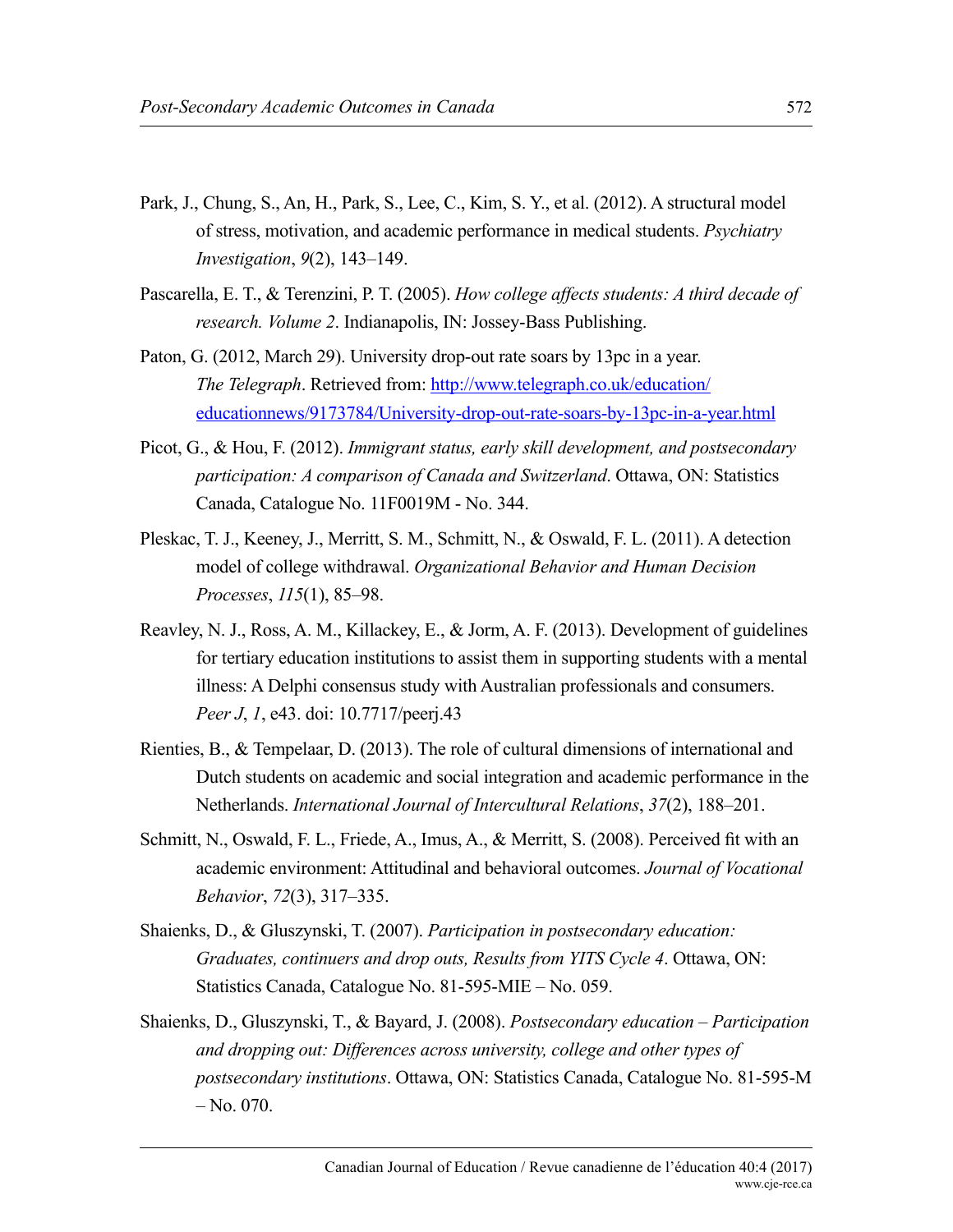Park, J., Chung, S., An, H., Park, S., Lee, C., Kim, S. Y., et al. (2012). A structural model of stress, motivation, and academic performance in medical students. *Psychiatry Investigation*, *9*(2), 143–149.

Pascarella, E. T., & Terenzini, P. T. (2005). *How college affects students: A third decade of research. Volume 2*. Indianapolis, IN: Jossey-Bass Publishing.

Paton, G. (2012, March 29). University drop-out rate soars by 13pc in a year. *The Telegraph*. Retrieved from: [http://www.telegraph.co.uk/education/educationnews/9173784/University-drop-out-rate-soars-by-13pc-in-a-year.html](http://www.telegraph.co.uk/education/educationnews/9173784/University-drop-out-rate-soars-by-13pc-in-a-year.html)

Picot, G., & Hou, F. (2012). *Immigrant status, early skill development, and postsecondary participation: A comparison of Canada and Switzerland*. Ottawa, ON: Statistics Canada, Catalogue No. 11F0019M - No. 344.

Pleskac, T. J., Keeney, J., Merritt, S. M., Schmitt, N., & Oswald, F. L. (2011). A detection model of college withdrawal. *Organizational Behavior and Human Decision Processes*, *115*(1), 85–98.

Reavley, N. J., Ross, A. M., Killackey, E., & Jorm, A. F. (2013). Development of guidelines for tertiary education institutions to assist them in supporting students with a mental illness: A Delphi consensus study with Australian professionals and consumers. *Peer J*, *1*, e43. doi: 10.7717/peerj.43

Rienties, B., & Tempelaar, D. (2013). The role of cultural dimensions of international and Dutch students on academic and social integration and academic performance in the Netherlands. *International Journal of Intercultural Relations*, *37*(2), 188–201.

Schmitt, N., Oswald, F. L., Friede, A., Imus, A., & Merritt, S. (2008). Perceived fit with an academic environment: Attitudinal and behavioral outcomes. *Journal of Vocational Behavior*, *72*(3), 317–335.

Shaienks, D., & Gluszynski, T. (2007). *Participation in postsecondary education: Graduates, continuers and drop outs, Results from YITS Cycle 4*. Ottawa, ON: Statistics Canada, Catalogue No. 81-595-MIE – No. 059.

Shaienks, D., Gluszynski, T., & Bayard, J. (2008). *Postsecondary education – Participation and dropping out: Differences across university, college and other types of postsecondary institutions*. Ottawa, ON: Statistics Canada, Catalogue No. 81-595-M – No. 070.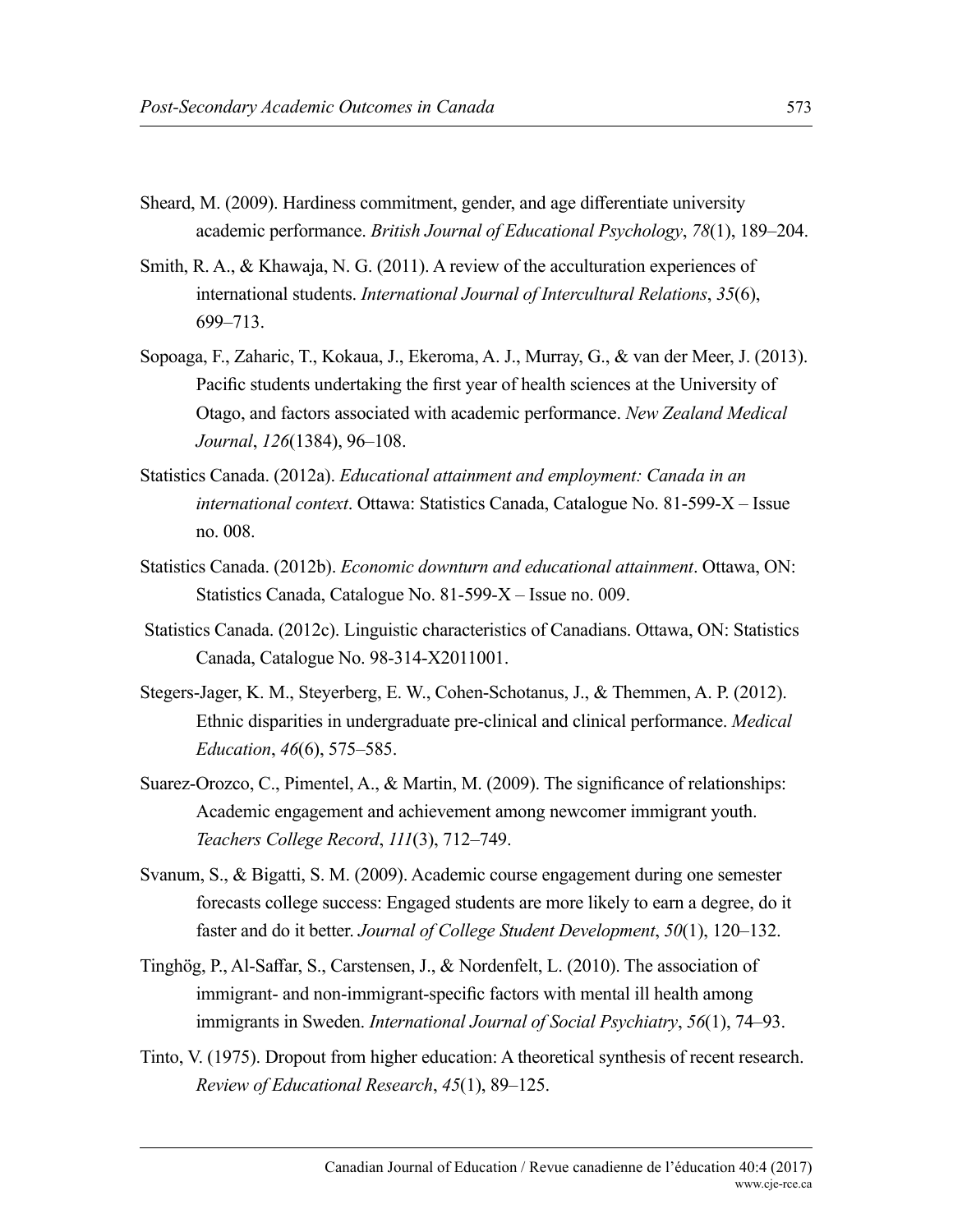Sheard, M. (2009). Hardiness commitment, gender, and age differentiate university academic performance. *British Journal of Educational Psychology*, *78*(1), 189–204.

Smith, R. A., & Khawaja, N. G. (2011). A review of the acculturation experiences of international students. *International Journal of Intercultural Relations*, *35*(6), 699–713.

Sopoaga, F., Zaharic, T., Kokaua, J., Ekeroma, A. J., Murray, G., & van der Meer, J. (2013). Pacific students undertaking the first year of health sciences at the University of Otago, and factors associated with academic performance. *New Zealand Medical Journal*, *126*(1384), 96–108.

Statistics Canada. (2012a). *Educational attainment and employment: Canada in an international context*. Ottawa: Statistics Canada, Catalogue No. 81-599-X – Issue no. 008.

Statistics Canada. (2012b). *Economic downturn and educational attainment*. Ottawa, ON: Statistics Canada, Catalogue No. 81-599-X – Issue no. 009.

Statistics Canada. (2012c). Linguistic characteristics of Canadians. Ottawa, ON: Statistics Canada, Catalogue No. 98-314-X2011001.

Stegers-Jager, K. M., Steyerberg, E. W., Cohen-Schotanus, J., & Themmen, A. P. (2012). Ethnic disparities in undergraduate pre-clinical and clinical performance. *Medical Education*, *46*(6), 575–585.

Suarez-Orozco, C., Pimentel, A., & Martin, M. (2009). The significance of relationships: Academic engagement and achievement among newcomer immigrant youth. *Teachers College Record*, *111*(3), 712–749.

Svanum, S., & Bigatti, S. M. (2009). Academic course engagement during one semester forecasts college success: Engaged students are more likely to earn a degree, do it faster and do it better. *Journal of College Student Development*, *50*(1), 120–132.

Tinghög, P., Al-Saffar, S., Carstensen, J., & Nordenfelt, L. (2010). The association of immigrant- and non-immigrant-specific factors with mental ill health among immigrants in Sweden. *International Journal of Social Psychiatry*, *56*(1), 74–93.

Tinto, V. (1975). Dropout from higher education: A theoretical synthesis of recent research. *Review of Educational Research*, *45*(1), 89–125.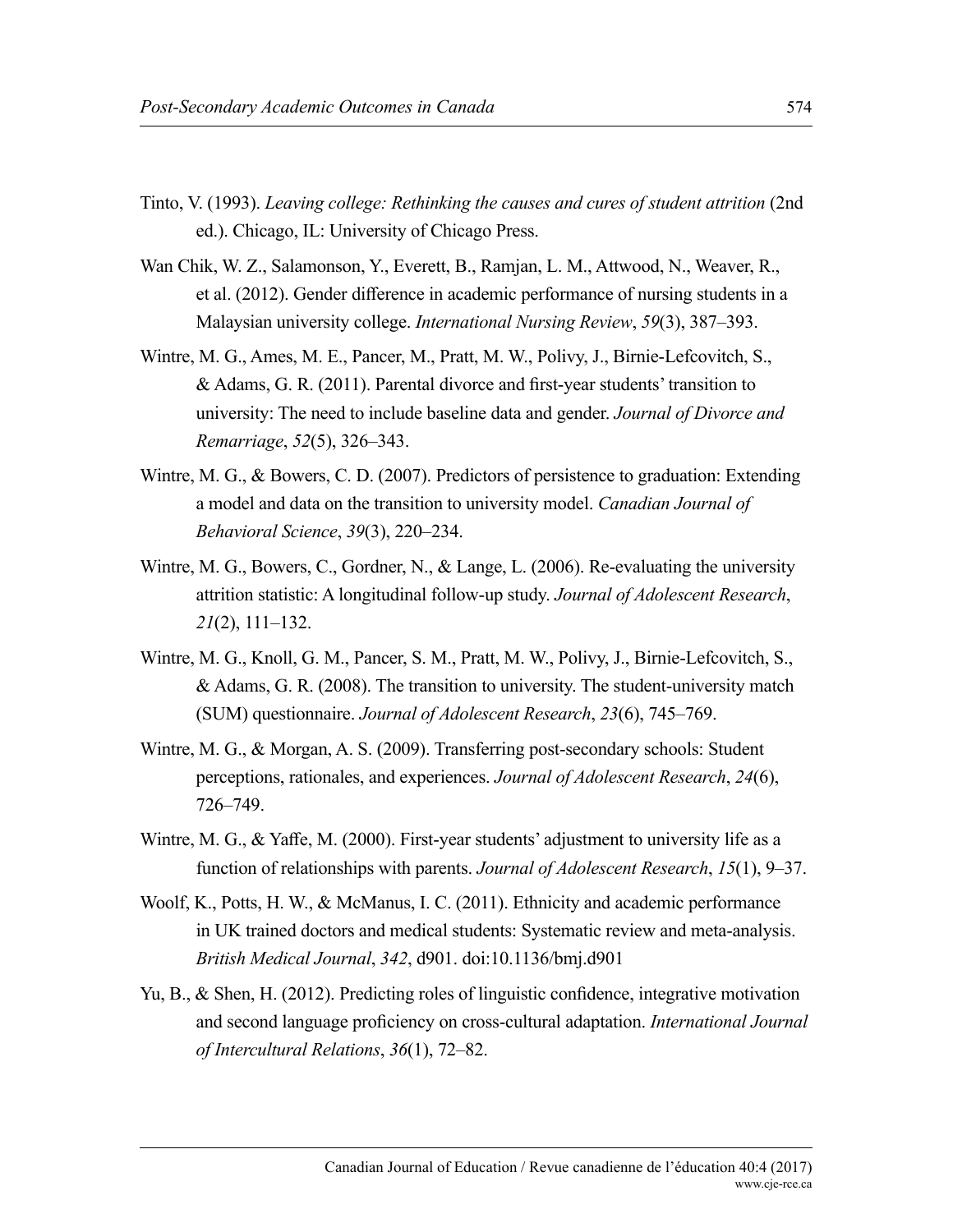Tinto, V. (1993). *Leaving college: Rethinking the causes and cures of student attrition* (2nd ed.). Chicago, IL: University of Chicago Press.

Wan Chik, W. Z., Salamonson, Y., Everett, B., Ramjan, L. M., Attwood, N., Weaver, R., et al. (2012). Gender difference in academic performance of nursing students in a Malaysian university college. *International Nursing Review*, *59*(3), 387–393.

Wintre, M. G., Ames, M. E., Pancer, M., Pratt, M. W., Polivy, J., Birnie-Lefcovitch, S., & Adams, G. R. (2011). Parental divorce and first-year students' transition to university: The need to include baseline data and gender. *Journal of Divorce and Remarriage*, *52*(5), 326–343.

Wintre, M. G., & Bowers, C. D. (2007). Predictors of persistence to graduation: Extending a model and data on the transition to university model. *Canadian Journal of Behavioral Science*, *39*(3), 220–234.

Wintre, M. G., Bowers, C., Gordner, N., & Lange, L. (2006). Re-evaluating the university attrition statistic: A longitudinal follow-up study. *Journal of Adolescent Research*, *21*(2), 111–132.

Wintre, M. G., Knoll, G. M., Pancer, S. M., Pratt, M. W., Polivy, J., Birnie-Lefcovitch, S., & Adams, G. R. (2008). The transition to university. The student-university match (SUM) questionnaire. *Journal of Adolescent Research*, *23*(6), 745–769.

Wintre, M. G., & Morgan, A. S. (2009). Transferring post-secondary schools: Student perceptions, rationales, and experiences. *Journal of Adolescent Research*, *24*(6), 726–749.

Wintre, M. G., & Yaffe, M. (2000). First-year students' adjustment to university life as a function of relationships with parents. *Journal of Adolescent Research*, *15*(1), 9–37.

Woolf, K., Potts, H. W., & McManus, I. C. (2011). Ethnicity and academic performance in UK trained doctors and medical students: Systematic review and meta-analysis. *British Medical Journal*, *342*, d901. doi:10.1136/bmj.d901

Yu, B., & Shen, H. (2012). Predicting roles of linguistic confidence, integrative motivation and second language proficiency on cross-cultural adaptation. *International Journal of Intercultural Relations*, *36*(1), 72–82.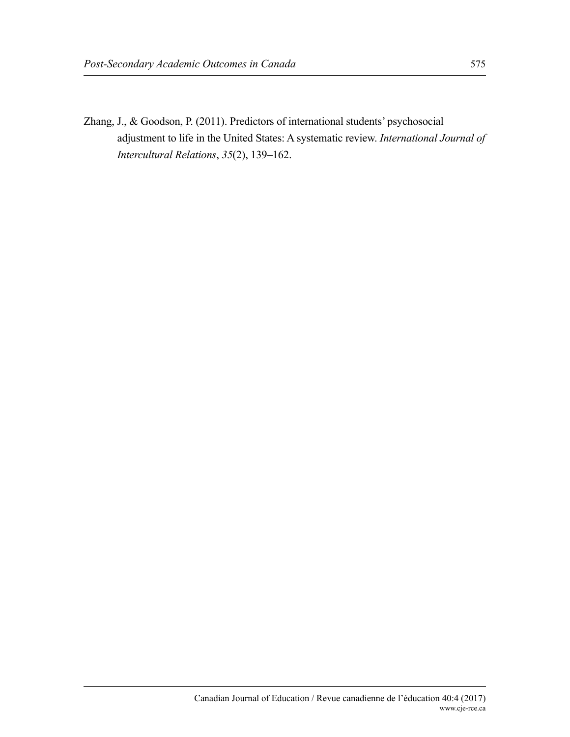Zhang, J., & Goodson, P. (2011). Predictors of international students' psychosocial adjustment to life in the United States: A systematic review. *International Journal of Intercultural Relations*, *35*(2), 139–162.